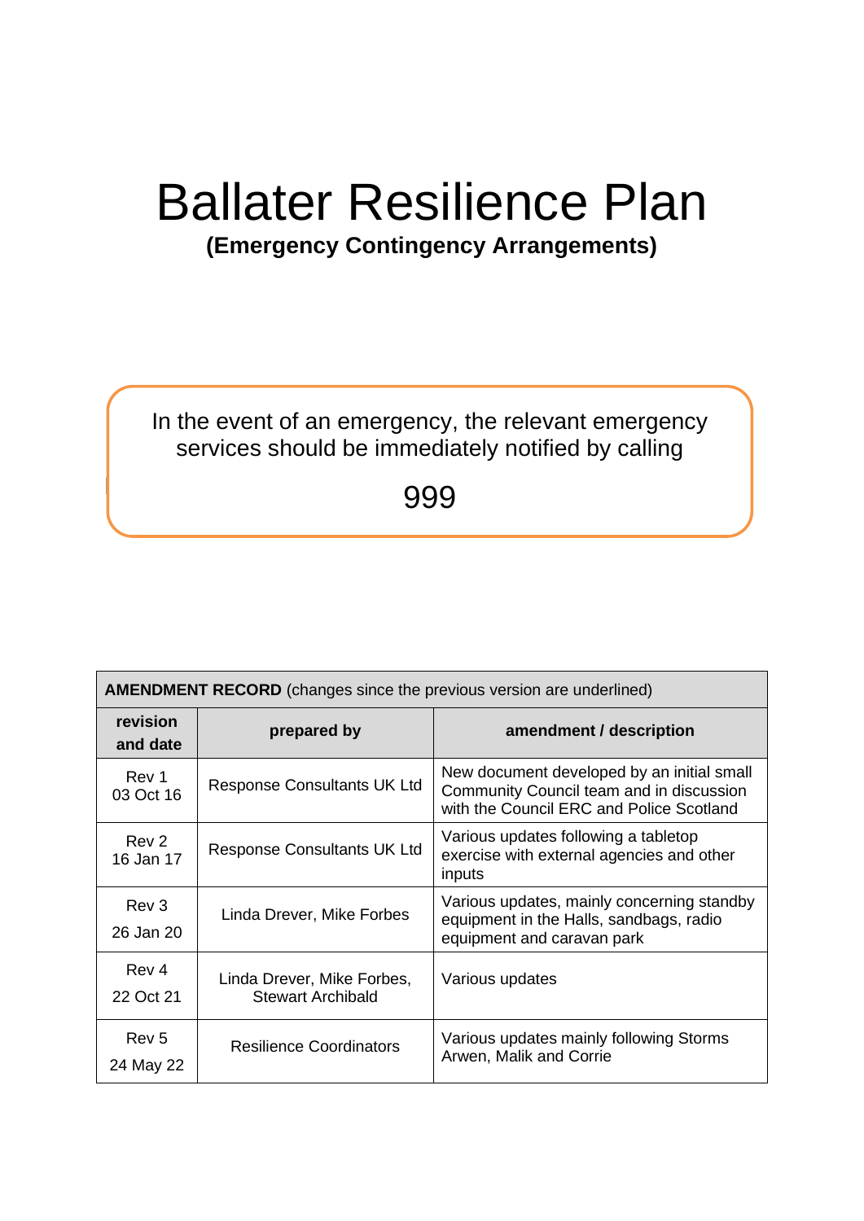# Ballater Resilience Plan

**(Emergency Contingency Arrangements)**

In the event of an emergency, the relevant emergency services should be immediately notified by calling

999

| **AMENDMENT RECORD** (changes since the previous version are underlined) | | |
|---|---|---|
| **revision and date** | **prepared by** | **amendment / description** |
| Rev 1<br>03 Oct 16 | Response Consultants UK Ltd | New document developed by an initial small Community Council team and in discussion with the Council ERC and Police Scotland |
| Rev 2<br>16 Jan 17 | Response Consultants UK Ltd | Various updates following a tabletop exercise with external agencies and other inputs |
| Rev 3<br>26 Jan 20 | Linda Drever, Mike Forbes | Various updates, mainly concerning standby equipment in the Halls, sandbags, radio equipment and caravan park |
| Rev 4<br>22 Oct 21 | Linda Drever, Mike Forbes, Stewart Archibald | Various updates |
| Rev 5<br>24 May 22 | Resilience Coordinators | Various updates mainly following Storms Arwen, Malik and Corrie |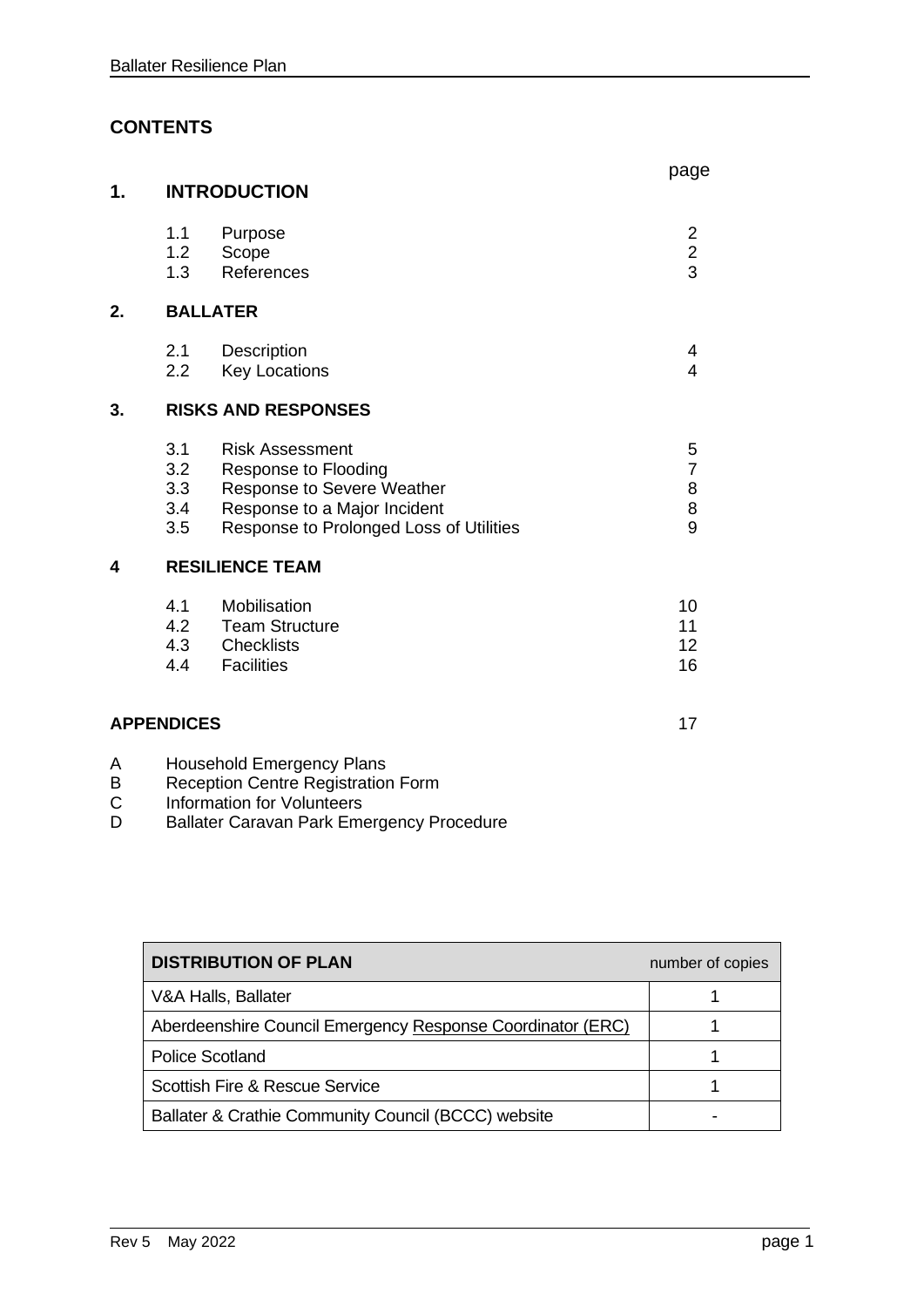## CONTENTS

| | | | page |
|---|---|---|---|
| **1.** | **INTRODUCTION** | | |
| | 1.1 | Purpose | 2 |
| | 1.2 | Scope | 2 |
| | 1.3 | References | 3 |
| **2.** | **BALLATER** | | |
| | 2.1 | Description | 4 |
| | 2.2 | Key Locations | 4 |
| **3.** | **RISKS AND RESPONSES** | | |
| | 3.1 | Risk Assessment | 5 |
| | 3.2 | Response to Flooding | 7 |
| | 3.3 | Response to Severe Weather | 8 |
| | 3.4 | Response to a Major Incident | 8 |
| | 3.5 | Response to Prolonged Loss of Utilities | 9 |
| **4** | **RESILIENCE TEAM** | | |
| | 4.1 | Mobilisation | 10 |
| | 4.2 | Team Structure | 11 |
| | 4.3 | Checklists | 12 |
| | 4.4 | Facilities | 16 |

**APPENDICES** 17

A Household Emergency Plans
B Reception Centre Registration Form
C Information for Volunteers
D Ballater Caravan Park Emergency Procedure

| **DISTRIBUTION OF PLAN** | number of copies |
|---|---|
| V&A Halls, Ballater | 1 |
| Aberdeenshire Council Emergency Response Coordinator (ERC) | 1 |
| Police Scotland | 1 |
| Scottish Fire & Rescue Service | 1 |
| Ballater & Crathie Community Council (BCCC) website | - |

Rev 5 May 2022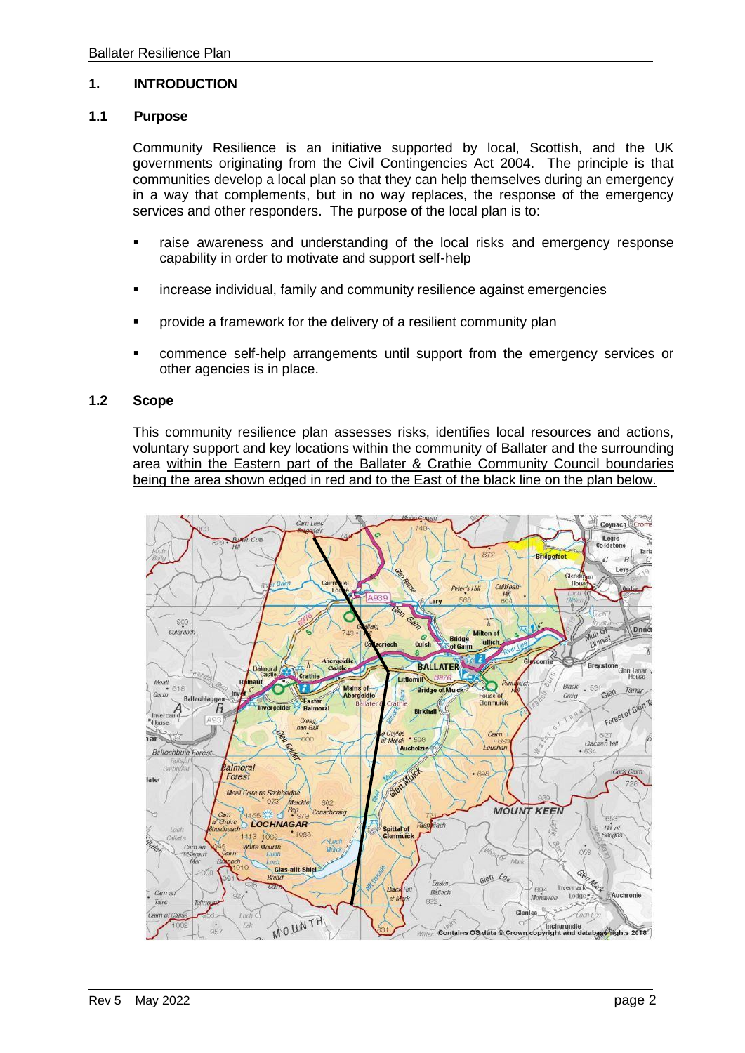## 1. INTRODUCTION

### 1.1 Purpose

Community Resilience is an initiative supported by local, Scottish, and the UK governments originating from the Civil Contingencies Act 2004. The principle is that communities develop a local plan so that they can help themselves during an emergency in a way that complements, but in no way replaces, the response of the emergency services and other responders. The purpose of the local plan is to:

- raise awareness and understanding of the local risks and emergency response capability in order to motivate and support self-help
- increase individual, family and community resilience against emergencies
- provide a framework for the delivery of a resilient community plan
- commence self-help arrangements until support from the emergency services or other agencies is in place.

### 1.2 Scope

This community resilience plan assesses risks, identifies local resources and actions, voluntary support and key locations within the community of Ballater and the surrounding area <u>within the Eastern part of the Ballater & Crathie Community Council boundaries being the area shown edged in red and to the East of the black line on the plan below.</u>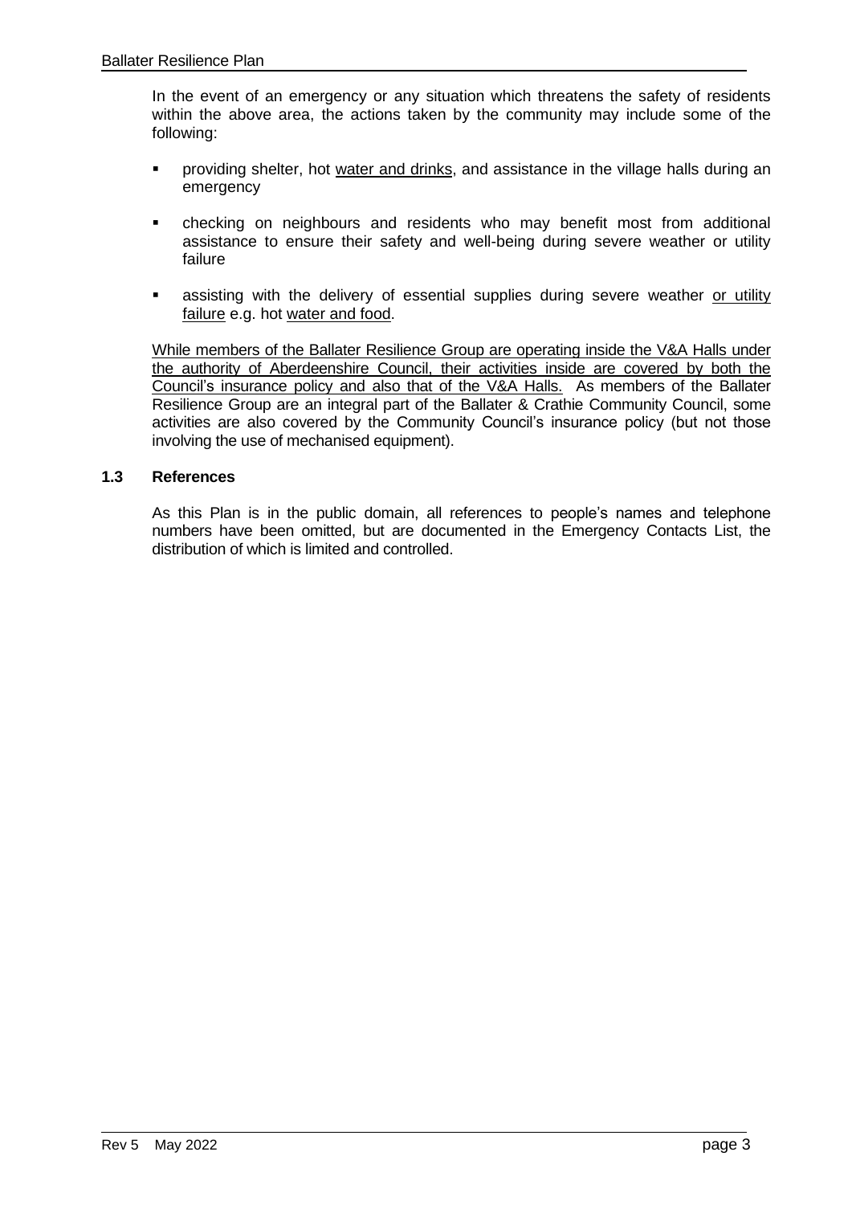In the event of an emergency or any situation which threatens the safety of residents within the above area, the actions taken by the community may include some of the following:

- providing shelter, hot water and drinks, and assistance in the village halls during an emergency
- checking on neighbours and residents who may benefit most from additional assistance to ensure their safety and well-being during severe weather or utility failure
- assisting with the delivery of essential supplies during severe weather or utility failure e.g. hot water and food.

While members of the Ballater Resilience Group are operating inside the V&A Halls under the authority of Aberdeenshire Council, their activities inside are covered by both the Council's insurance policy and also that of the V&A Halls. As members of the Ballater Resilience Group are an integral part of the Ballater & Crathie Community Council, some activities are also covered by the Community Council's insurance policy (but not those involving the use of mechanised equipment).

### 1.3 References

As this Plan is in the public domain, all references to people's names and telephone numbers have been omitted, but are documented in the Emergency Contacts List, the distribution of which is limited and controlled.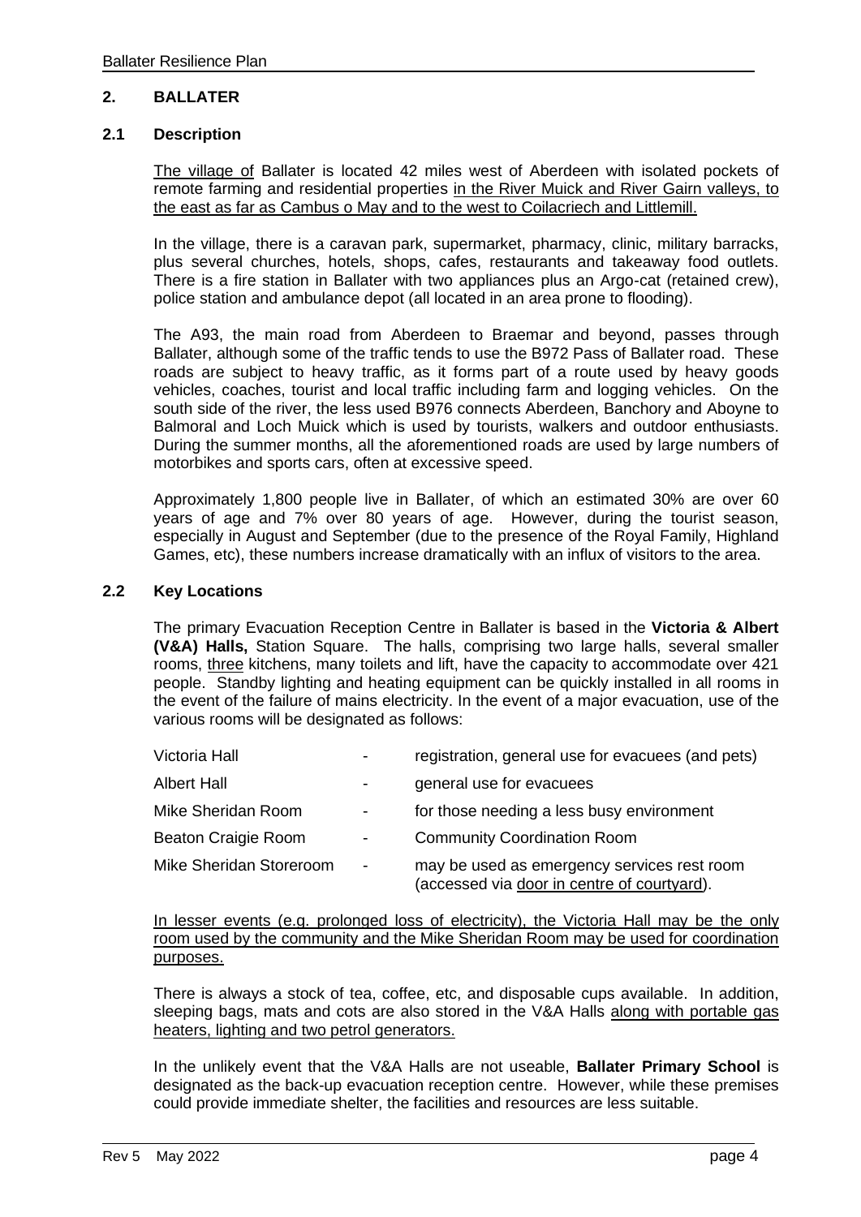## 2. BALLATER

### 2.1 Description

The village of Ballater is located 42 miles west of Aberdeen with isolated pockets of remote farming and residential properties in the River Muick and River Gairn valleys, to the east as far as Cambus o May and to the west to Coilacriech and Littlemill.

In the village, there is a caravan park, supermarket, pharmacy, clinic, military barracks, plus several churches, hotels, shops, cafes, restaurants and takeaway food outlets. There is a fire station in Ballater with two appliances plus an Argo-cat (retained crew), police station and ambulance depot (all located in an area prone to flooding).

The A93, the main road from Aberdeen to Braemar and beyond, passes through Ballater, although some of the traffic tends to use the B972 Pass of Ballater road. These roads are subject to heavy traffic, as it forms part of a route used by heavy goods vehicles, coaches, tourist and local traffic including farm and logging vehicles. On the south side of the river, the less used B976 connects Aberdeen, Banchory and Aboyne to Balmoral and Loch Muick which is used by tourists, walkers and outdoor enthusiasts. During the summer months, all the aforementioned roads are used by large numbers of motorbikes and sports cars, often at excessive speed.

Approximately 1,800 people live in Ballater, of which an estimated 30% are over 60 years of age and 7% over 80 years of age. However, during the tourist season, especially in August and September (due to the presence of the Royal Family, Highland Games, etc), these numbers increase dramatically with an influx of visitors to the area.

### 2.2 Key Locations

The primary Evacuation Reception Centre in Ballater is based in the **Victoria & Albert (V&A) Halls,** Station Square. The halls, comprising two large halls, several smaller rooms, three kitchens, many toilets and lift, have the capacity to accommodate over 421 people. Standby lighting and heating equipment can be quickly installed in all rooms in the event of the failure of mains electricity. In the event of a major evacuation, use of the various rooms will be designated as follows:

| | | |
|---|---|---|
| Victoria Hall | - | registration, general use for evacuees (and pets) |
| Albert Hall | - | general use for evacuees |
| Mike Sheridan Room | - | for those needing a less busy environment |
| Beaton Craigie Room | - | Community Coordination Room |
| Mike Sheridan Storeroom | - | may be used as emergency services rest room (accessed via door in centre of courtyard). |

In lesser events (e.g. prolonged loss of electricity), the Victoria Hall may be the only room used by the community and the Mike Sheridan Room may be used for coordination purposes.

There is always a stock of tea, coffee, etc, and disposable cups available. In addition, sleeping bags, mats and cots are also stored in the V&A Halls along with portable gas heaters, lighting and two petrol generators.

In the unlikely event that the V&A Halls are not useable, **Ballater Primary School** is designated as the back-up evacuation reception centre. However, while these premises could provide immediate shelter, the facilities and resources are less suitable.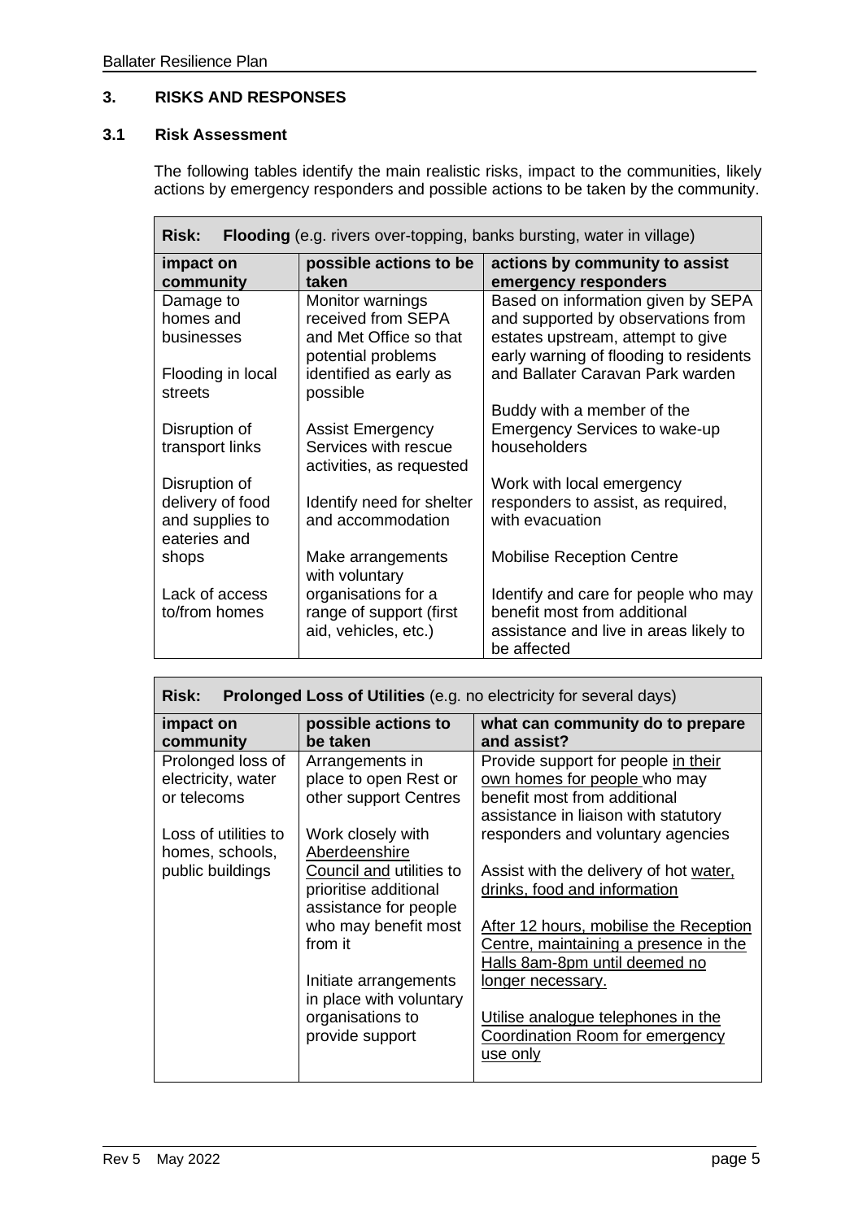## 3. RISKS AND RESPONSES

### 3.1 Risk Assessment

The following tables identify the main realistic risks, impact to the communities, likely actions by emergency responders and possible actions to be taken by the community.

| **Risk: Flooding** (e.g. rivers over-topping, banks bursting, water in village) | | |
|---|---|---|
| **impact on community** | **possible actions to be taken** | **actions by community to assist emergency responders** |
| Damage to homes and businesses<br><br>Flooding in local streets<br><br>Disruption of transport links<br><br>Disruption of delivery of food and supplies to eateries and shops<br><br>Lack of access to/from homes | Monitor warnings received from SEPA and Met Office so that potential problems identified as early as possible<br><br>Assist Emergency Services with rescue activities, as requested<br><br>Identify need for shelter and accommodation<br><br>Make arrangements with voluntary organisations for a range of support (first aid, vehicles, etc.) | Based on information given by SEPA and supported by observations from estates upstream, attempt to give early warning of flooding to residents and Ballater Caravan Park warden<br><br>Buddy with a member of the Emergency Services to wake-up householders<br><br>Work with local emergency responders to assist, as required, with evacuation<br><br>Mobilise Reception Centre<br><br>Identify and care for people who may benefit most from additional assistance and live in areas likely to be affected |

| **Risk: Prolonged Loss of Utilities** (e.g. no electricity for several days) | | |
|---|---|---|
| **impact on community** | **possible actions to be taken** | **what can community do to prepare and assist?** |
| Prolonged loss of electricity, water or telecoms<br><br>Loss of utilities to homes, schools, public buildings | Arrangements in place to open Rest or other support Centres<br><br>Work closely with Aberdeenshire Council and utilities to prioritise additional assistance for people who may benefit most from it<br><br>Initiate arrangements in place with voluntary organisations to provide support | Provide support for people in their own homes for people who may benefit most from additional assistance in liaison with statutory responders and voluntary agencies<br><br>Assist with the delivery of hot water, drinks, food and information<br><br>After 12 hours, mobilise the Reception Centre, maintaining a presence in the Halls 8am-8pm until deemed no longer necessary.<br><br>Utilise analogue telephones in the Coordination Room for emergency use only |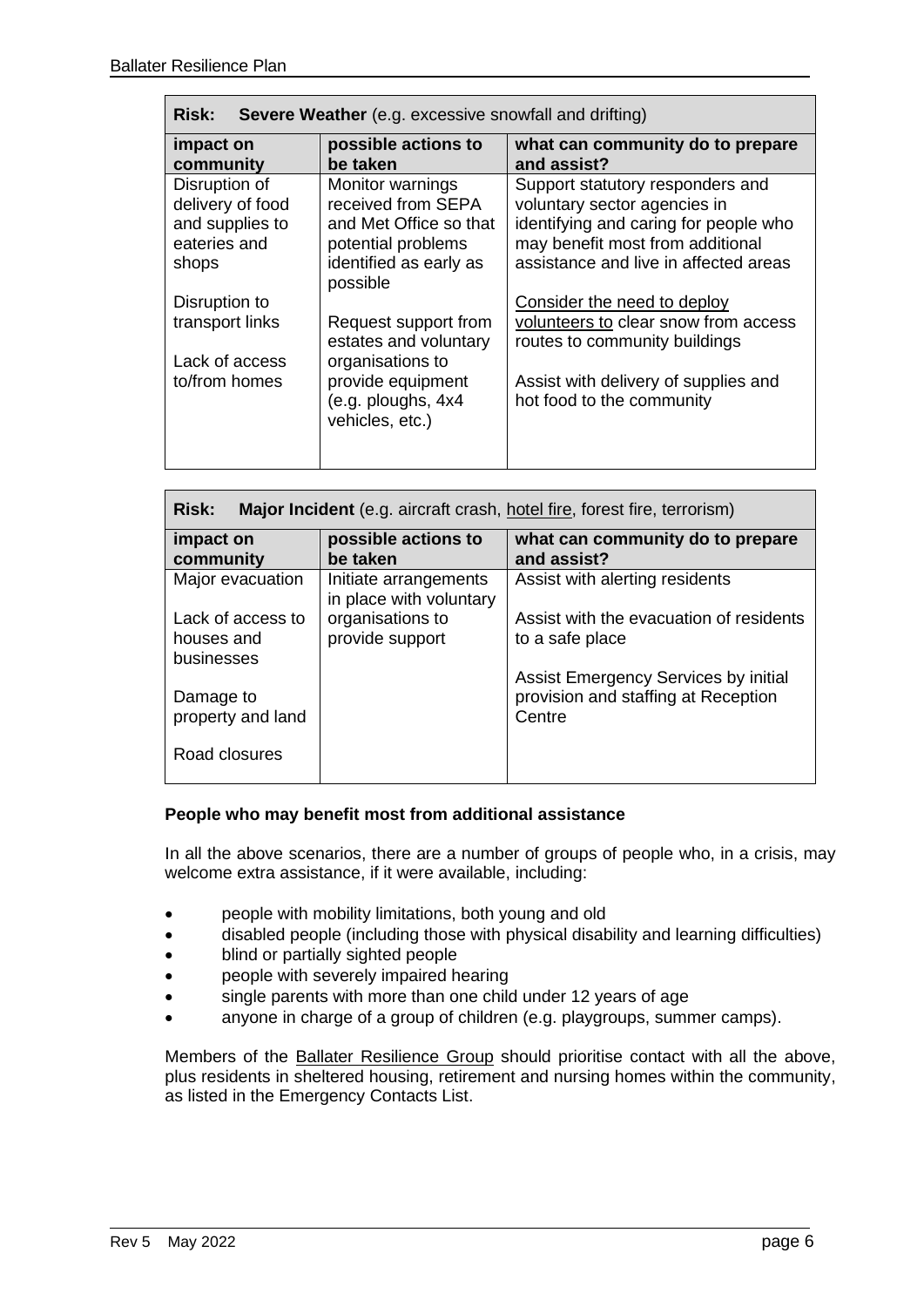| **Risk: Severe Weather** (e.g. excessive snowfall and drifting) | | |
|---|---|---|
| **impact on community** | **possible actions to be taken** | **what can community do to prepare and assist?** |
| Disruption of delivery of food and supplies to eateries and shops<br><br>Disruption to transport links<br><br>Lack of access to/from homes | Monitor warnings received from SEPA and Met Office so that potential problems identified as early as possible<br><br>Request support from estates and voluntary organisations to provide equipment (e.g. ploughs, 4x4 vehicles, etc.) | Support statutory responders and voluntary sector agencies in identifying and caring for people who may benefit most from additional assistance and live in affected areas<br><br>Consider the need to deploy volunteers to clear snow from access routes to community buildings<br><br>Assist with delivery of supplies and hot food to the community |

| **Risk: Major Incident** (e.g. aircraft crash, hotel fire, forest fire, terrorism) | | |
|---|---|---|
| **impact on community** | **possible actions to be taken** | **what can community do to prepare and assist?** |
| Major evacuation<br><br>Lack of access to houses and businesses<br><br>Damage to property and land<br><br>Road closures | Initiate arrangements in place with voluntary organisations to provide support | Assist with alerting residents<br><br>Assist with the evacuation of residents to a safe place<br><br>Assist Emergency Services by initial provision and staffing at Reception Centre |

**People who may benefit most from additional assistance**

In all the above scenarios, there are a number of groups of people who, in a crisis, may welcome extra assistance, if it were available, including:

- people with mobility limitations, both young and old
- disabled people (including those with physical disability and learning difficulties)
- blind or partially sighted people
- people with severely impaired hearing
- single parents with more than one child under 12 years of age
- anyone in charge of a group of children (e.g. playgroups, summer camps).

Members of the Ballater Resilience Group should prioritise contact with all the above, plus residents in sheltered housing, retirement and nursing homes within the community, as listed in the Emergency Contacts List.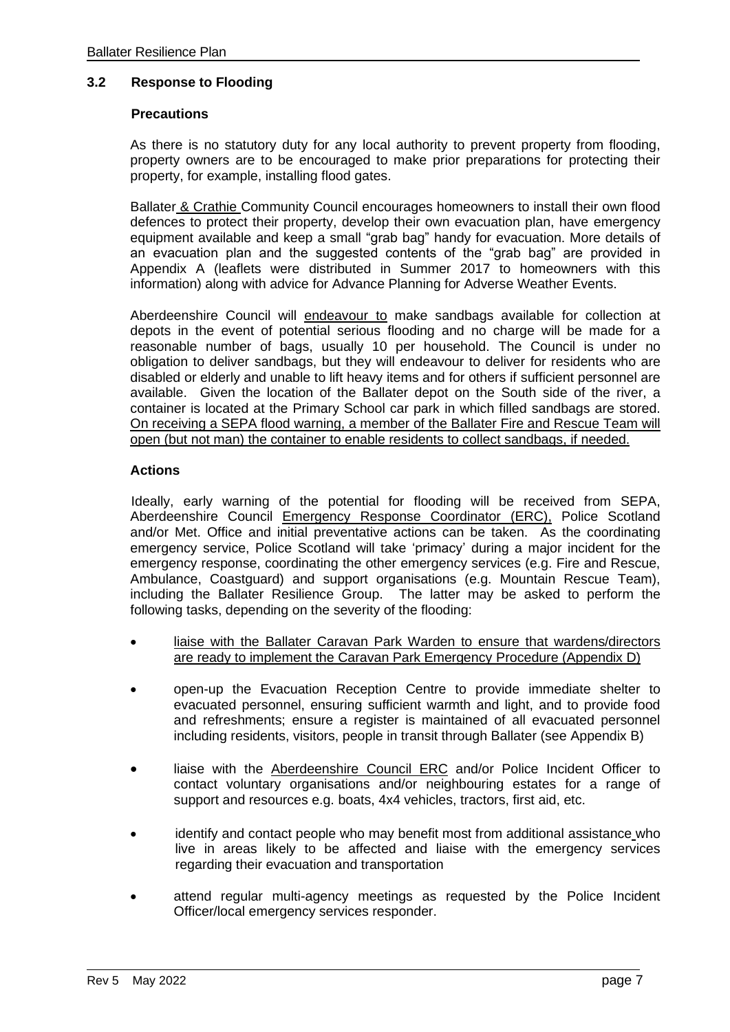### 3.2 Response to Flooding

#### Precautions

As there is no statutory duty for any local authority to prevent property from flooding, property owners are to be encouraged to make prior preparations for protecting their property, for example, installing flood gates.

Ballater & Crathie Community Council encourages homeowners to install their own flood defences to protect their property, develop their own evacuation plan, have emergency equipment available and keep a small "grab bag" handy for evacuation. More details of an evacuation plan and the suggested contents of the "grab bag" are provided in Appendix A (leaflets were distributed in Summer 2017 to homeowners with this information) along with advice for Advance Planning for Adverse Weather Events.

Aberdeenshire Council will endeavour to make sandbags available for collection at depots in the event of potential serious flooding and no charge will be made for a reasonable number of bags, usually 10 per household. The Council is under no obligation to deliver sandbags, but they will endeavour to deliver for residents who are disabled or elderly and unable to lift heavy items and for others if sufficient personnel are available. Given the location of the Ballater depot on the South side of the river, a container is located at the Primary School car park in which filled sandbags are stored. On receiving a SEPA flood warning, a member of the Ballater Fire and Rescue Team will open (but not man) the container to enable residents to collect sandbags, if needed.

#### Actions

Ideally, early warning of the potential for flooding will be received from SEPA, Aberdeenshire Council Emergency Response Coordinator (ERC), Police Scotland and/or Met. Office and initial preventative actions can be taken. As the coordinating emergency service, Police Scotland will take 'primacy' during a major incident for the emergency response, coordinating the other emergency services (e.g. Fire and Rescue, Ambulance, Coastguard) and support organisations (e.g. Mountain Rescue Team), including the Ballater Resilience Group. The latter may be asked to perform the following tasks, depending on the severity of the flooding:

- liaise with the Ballater Caravan Park Warden to ensure that wardens/directors are ready to implement the Caravan Park Emergency Procedure (Appendix D)
- open-up the Evacuation Reception Centre to provide immediate shelter to evacuated personnel, ensuring sufficient warmth and light, and to provide food and refreshments; ensure a register is maintained of all evacuated personnel including residents, visitors, people in transit through Ballater (see Appendix B)
- liaise with the Aberdeenshire Council ERC and/or Police Incident Officer to contact voluntary organisations and/or neighbouring estates for a range of support and resources e.g. boats, 4x4 vehicles, tractors, first aid, etc.
- identify and contact people who may benefit most from additional assistance who live in areas likely to be affected and liaise with the emergency services regarding their evacuation and transportation
- attend regular multi-agency meetings as requested by the Police Incident Officer/local emergency services responder.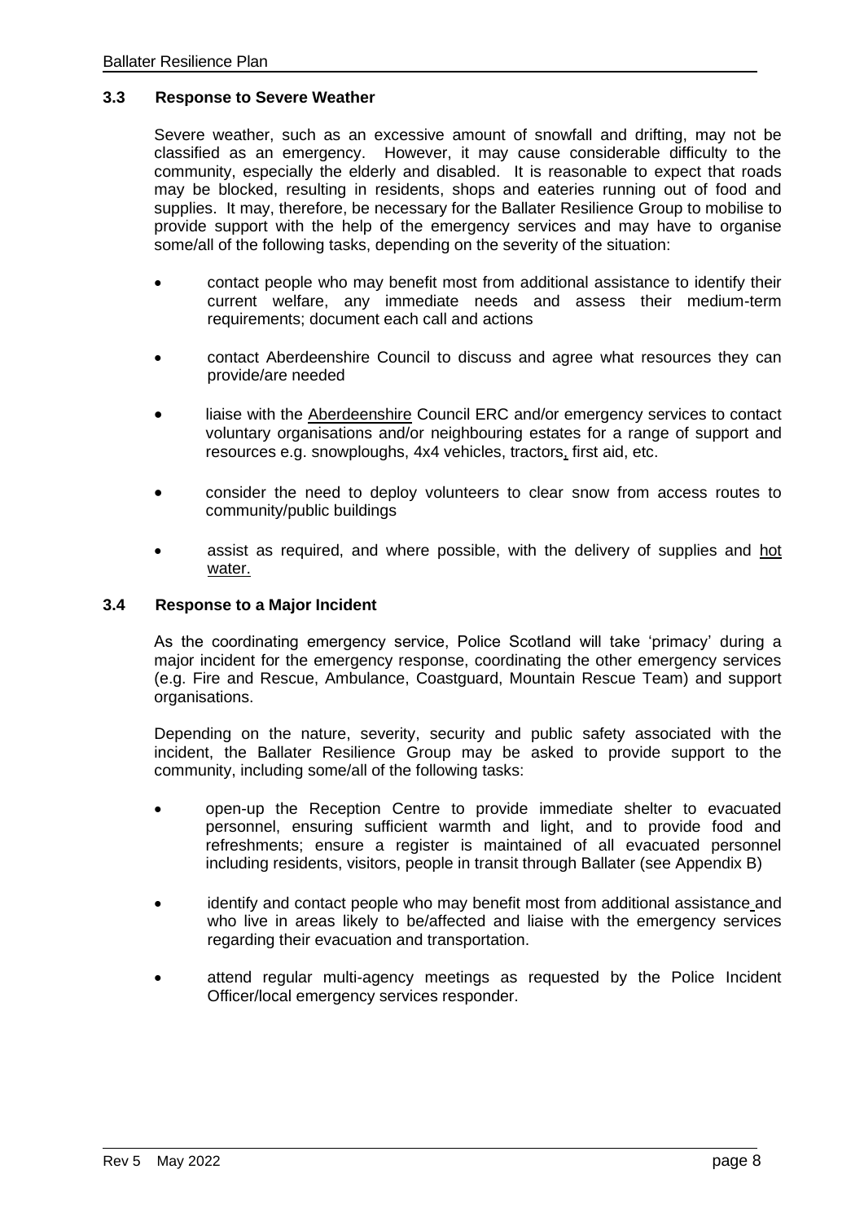### 3.3 Response to Severe Weather

Severe weather, such as an excessive amount of snowfall and drifting, may not be classified as an emergency. However, it may cause considerable difficulty to the community, especially the elderly and disabled. It is reasonable to expect that roads may be blocked, resulting in residents, shops and eateries running out of food and supplies. It may, therefore, be necessary for the Ballater Resilience Group to mobilise to provide support with the help of the emergency services and may have to organise some/all of the following tasks, depending on the severity of the situation:

- contact people who may benefit most from additional assistance to identify their current welfare, any immediate needs and assess their medium-term requirements; document each call and actions
- contact Aberdeenshire Council to discuss and agree what resources they can provide/are needed
- liaise with the Aberdeenshire Council ERC and/or emergency services to contact voluntary organisations and/or neighbouring estates for a range of support and resources e.g. snowploughs, 4x4 vehicles, tractors, first aid, etc.
- consider the need to deploy volunteers to clear snow from access routes to community/public buildings
- assist as required, and where possible, with the delivery of supplies and hot water.

### 3.4 Response to a Major Incident

As the coordinating emergency service, Police Scotland will take 'primacy' during a major incident for the emergency response, coordinating the other emergency services (e.g. Fire and Rescue, Ambulance, Coastguard, Mountain Rescue Team) and support organisations.

Depending on the nature, severity, security and public safety associated with the incident, the Ballater Resilience Group may be asked to provide support to the community, including some/all of the following tasks:

- open-up the Reception Centre to provide immediate shelter to evacuated personnel, ensuring sufficient warmth and light, and to provide food and refreshments; ensure a register is maintained of all evacuated personnel including residents, visitors, people in transit through Ballater (see Appendix B)
- identify and contact people who may benefit most from additional assistance and who live in areas likely to be/affected and liaise with the emergency services regarding their evacuation and transportation.
- attend regular multi-agency meetings as requested by the Police Incident Officer/local emergency services responder.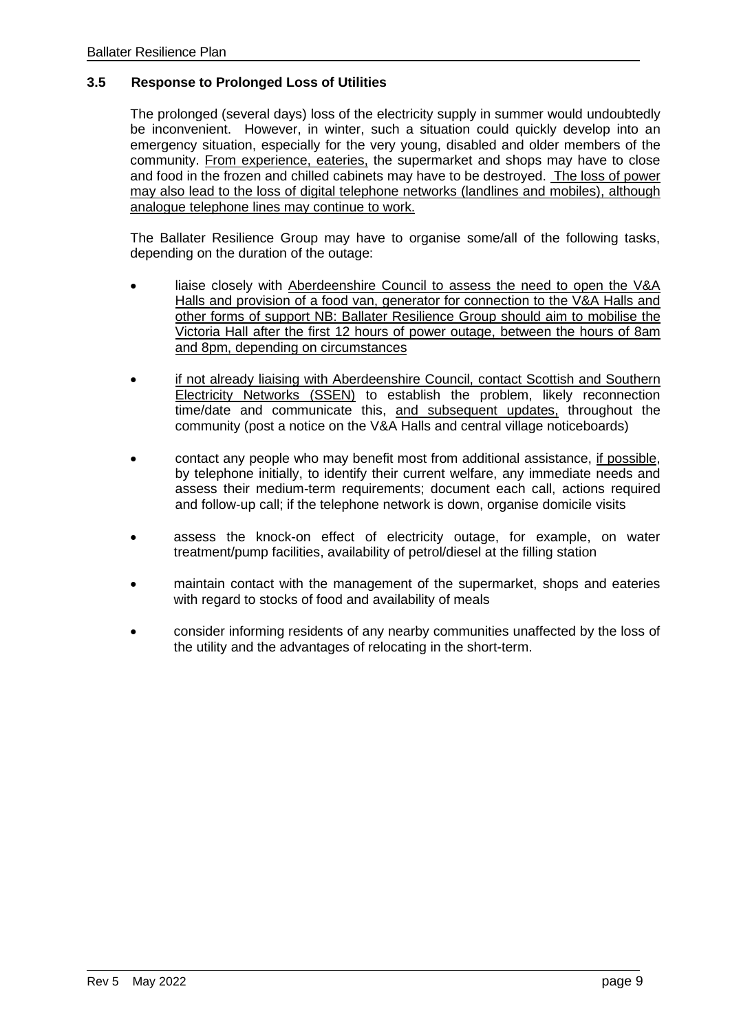### 3.5 Response to Prolonged Loss of Utilities

The prolonged (several days) loss of the electricity supply in summer would undoubtedly be inconvenient. However, in winter, such a situation could quickly develop into an emergency situation, especially for the very young, disabled and older members of the community. From experience, eateries, the supermarket and shops may have to close and food in the frozen and chilled cabinets may have to be destroyed. The loss of power may also lead to the loss of digital telephone networks (landlines and mobiles), although analogue telephone lines may continue to work.

The Ballater Resilience Group may have to organise some/all of the following tasks, depending on the duration of the outage:

- liaise closely with Aberdeenshire Council to assess the need to open the V&A Halls and provision of a food van, generator for connection to the V&A Halls and other forms of support NB: Ballater Resilience Group should aim to mobilise the Victoria Hall after the first 12 hours of power outage, between the hours of 8am and 8pm, depending on circumstances
- if not already liaising with Aberdeenshire Council, contact Scottish and Southern Electricity Networks (SSEN) to establish the problem, likely reconnection time/date and communicate this, and subsequent updates, throughout the community (post a notice on the V&A Halls and central village noticeboards)
- contact any people who may benefit most from additional assistance, if possible, by telephone initially, to identify their current welfare, any immediate needs and assess their medium-term requirements; document each call, actions required and follow-up call; if the telephone network is down, organise domicile visits
- assess the knock-on effect of electricity outage, for example, on water treatment/pump facilities, availability of petrol/diesel at the filling station
- maintain contact with the management of the supermarket, shops and eateries with regard to stocks of food and availability of meals
- consider informing residents of any nearby communities unaffected by the loss of the utility and the advantages of relocating in the short-term.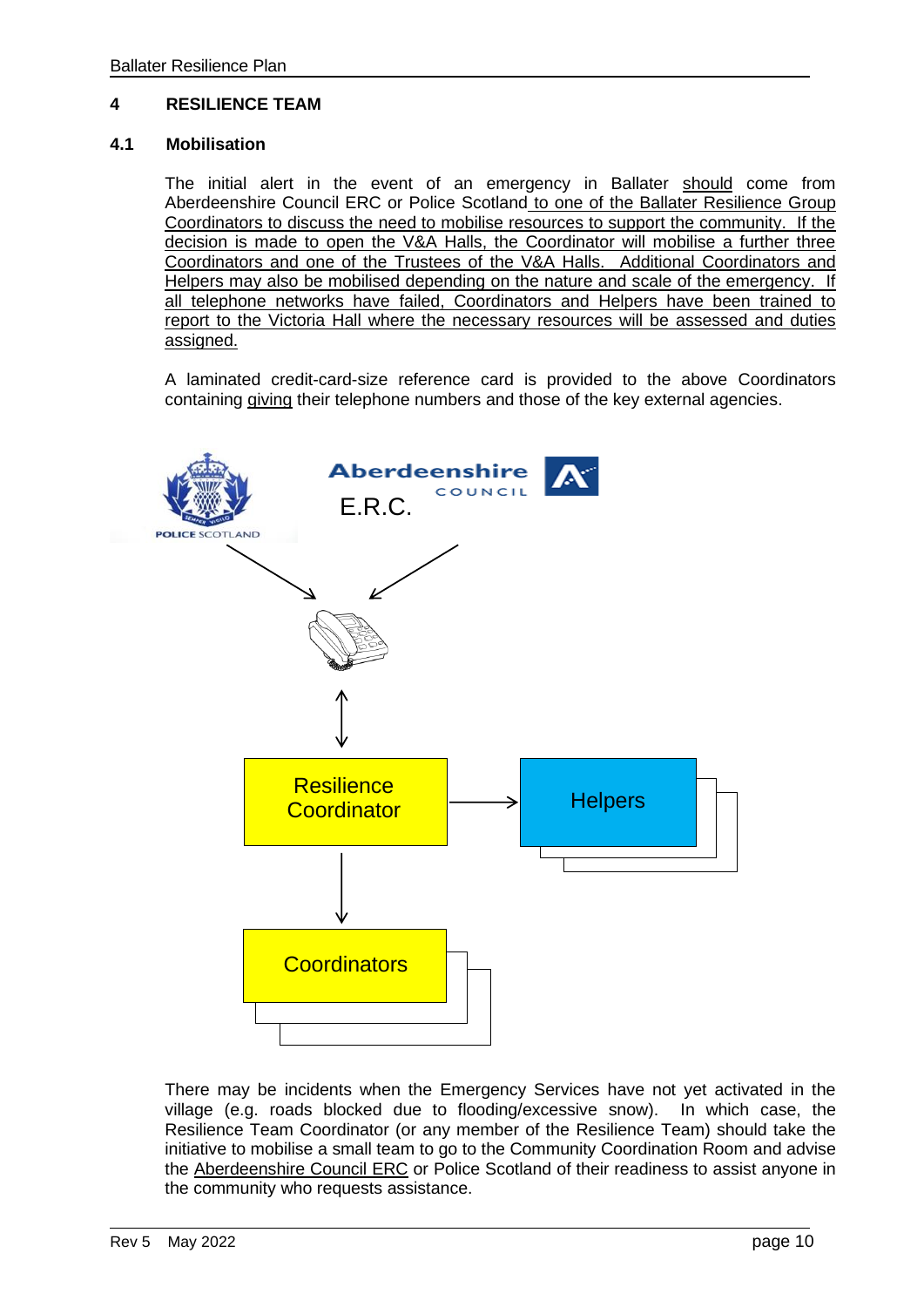## 4 RESILIENCE TEAM

### 4.1 Mobilisation

The initial alert in the event of an emergency in Ballater should come from Aberdeenshire Council ERC or Police Scotland to one of the Ballater Resilience Group Coordinators to discuss the need to mobilise resources to support the community. If the decision is made to open the V&A Halls, the Coordinator will mobilise a further three Coordinators and one of the Trustees of the V&A Halls. Additional Coordinators and Helpers may also be mobilised depending on the nature and scale of the emergency. If all telephone networks have failed, Coordinators and Helpers have been trained to report to the Victoria Hall where the necessary resources will be assessed and duties assigned.

A laminated credit-card-size reference card is provided to the above Coordinators containing giving their telephone numbers and those of the key external agencies.

POLICE SCOTLAND

Aberdeenshire COUNCIL E.R.C.

Resilience Coordinator

Helpers

Coordinators

There may be incidents when the Emergency Services have not yet activated in the village (e.g. roads blocked due to flooding/excessive snow). In which case, the Resilience Team Coordinator (or any member of the Resilience Team) should take the initiative to mobilise a small team to go to the Community Coordination Room and advise the Aberdeenshire Council ERC or Police Scotland of their readiness to assist anyone in the community who requests assistance.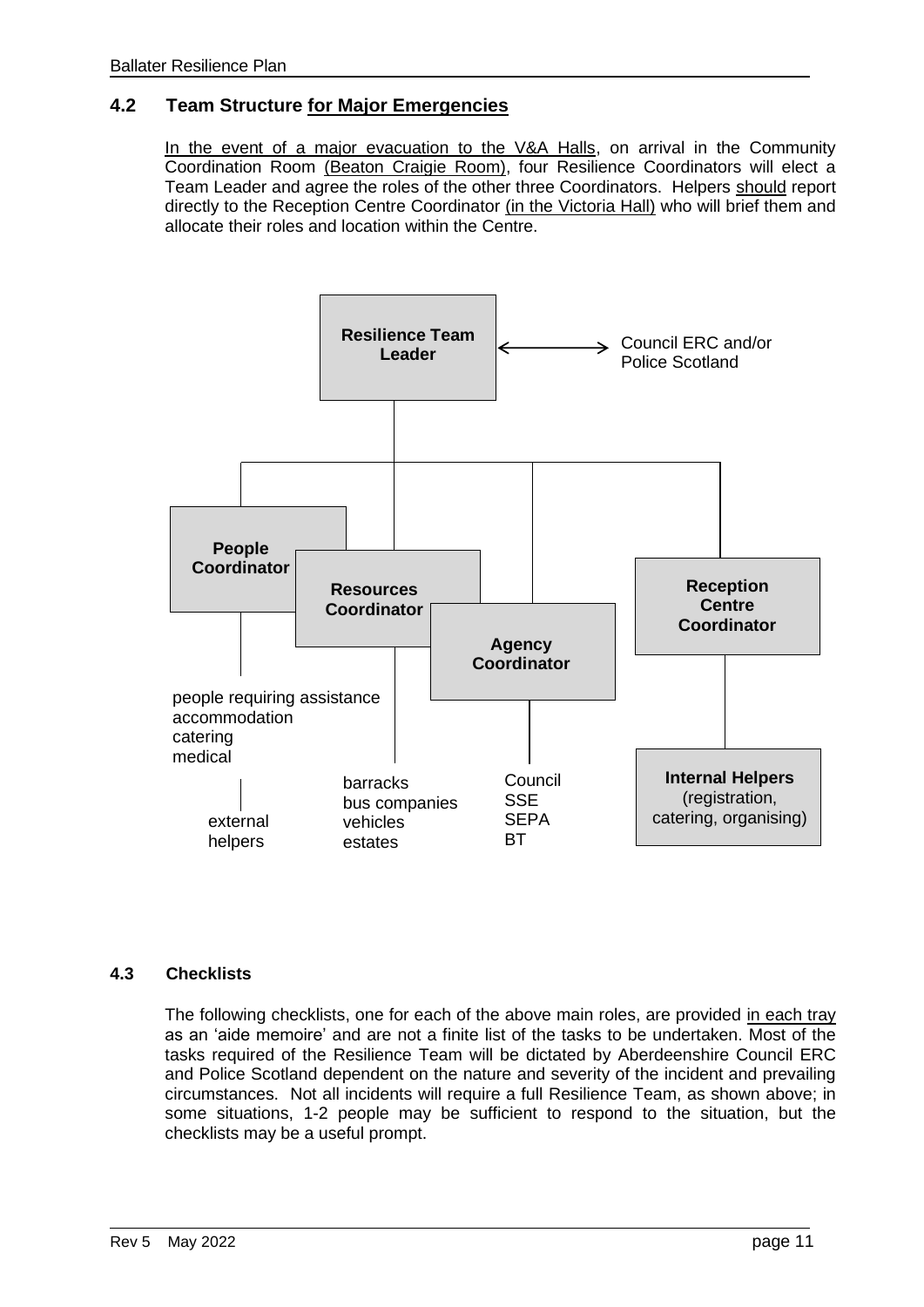## 4.2 Team Structure for Major Emergencies

In the event of a major evacuation to the V&A Halls, on arrival in the Community Coordination Room (Beaton Craigie Room), four Resilience Coordinators will elect a Team Leader and agree the roles of the other three Coordinators. Helpers should report directly to the Reception Centre Coordinator (in the Victoria Hall) who will brief them and allocate their roles and location within the Centre.

**Resilience Team Leader** ←→ Council ERC and/or Police Scotland

- **People Coordinator**
  - people requiring assistance
  - accommodation
  - catering
  - medical
    - external helpers
- **Resources Coordinator**
  - barracks
  - bus companies
  - vehicles
  - estates
- **Agency Coordinator**
  - Council
  - SSE
  - SEPA
  - BT
- **Reception Centre Coordinator**
  - **Internal Helpers** (registration, catering, organising)

## 4.3 Checklists

The following checklists, one for each of the above main roles, are provided in each tray as an 'aide memoire' and are not a finite list of the tasks to be undertaken. Most of the tasks required of the Resilience Team will be dictated by Aberdeenshire Council ERC and Police Scotland dependent on the nature and severity of the incident and prevailing circumstances. Not all incidents will require a full Resilience Team, as shown above; in some situations, 1-2 people may be sufficient to respond to the situation, but the checklists may be a useful prompt.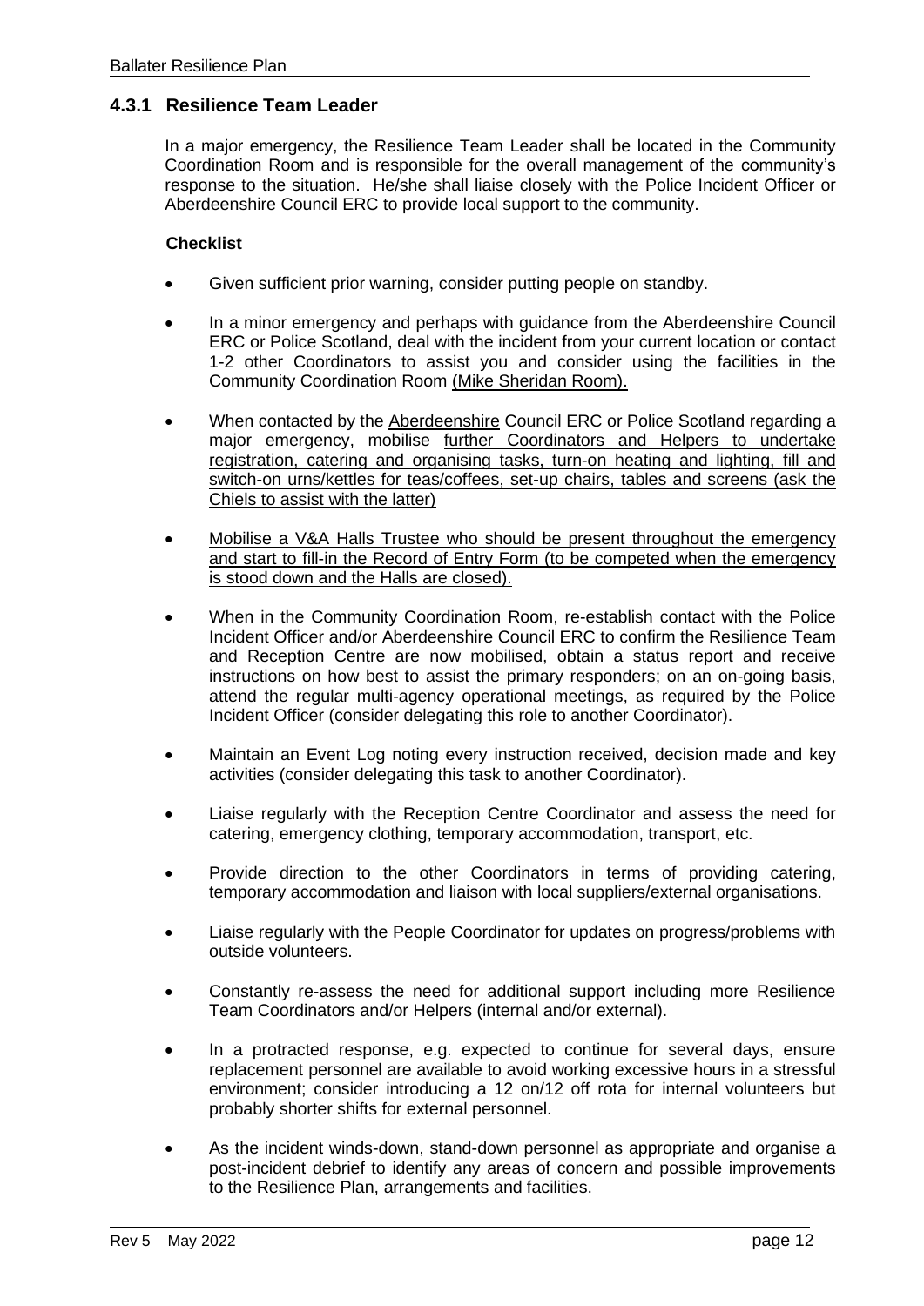### 4.3.1 Resilience Team Leader

In a major emergency, the Resilience Team Leader shall be located in the Community Coordination Room and is responsible for the overall management of the community's response to the situation. He/she shall liaise closely with the Police Incident Officer or Aberdeenshire Council ERC to provide local support to the community.

**Checklist**

- Given sufficient prior warning, consider putting people on standby.
- In a minor emergency and perhaps with guidance from the Aberdeenshire Council ERC or Police Scotland, deal with the incident from your current location or contact 1-2 other Coordinators to assist you and consider using the facilities in the Community Coordination Room <u>(Mike Sheridan Room).</u>
- When contacted by the <u>Aberdeenshire</u> Council ERC or Police Scotland regarding a major emergency, mobilise <u>further Coordinators and Helpers to undertake registration, catering and organising tasks, turn-on heating and lighting, fill and switch-on urns/kettles for teas/coffees, set-up chairs, tables and screens (ask the Chiels to assist with the latter)</u>
- <u>Mobilise a V&A Halls Trustee who should be present throughout the emergency and start to fill-in the Record of Entry Form (to be competed when the emergency is stood down and the Halls are closed).</u>
- When in the Community Coordination Room, re-establish contact with the Police Incident Officer and/or Aberdeenshire Council ERC to confirm the Resilience Team and Reception Centre are now mobilised, obtain a status report and receive instructions on how best to assist the primary responders; on an on-going basis, attend the regular multi-agency operational meetings, as required by the Police Incident Officer (consider delegating this role to another Coordinator).
- Maintain an Event Log noting every instruction received, decision made and key activities (consider delegating this task to another Coordinator).
- Liaise regularly with the Reception Centre Coordinator and assess the need for catering, emergency clothing, temporary accommodation, transport, etc.
- Provide direction to the other Coordinators in terms of providing catering, temporary accommodation and liaison with local suppliers/external organisations.
- Liaise regularly with the People Coordinator for updates on progress/problems with outside volunteers.
- Constantly re-assess the need for additional support including more Resilience Team Coordinators and/or Helpers (internal and/or external).
- In a protracted response, e.g. expected to continue for several days, ensure replacement personnel are available to avoid working excessive hours in a stressful environment; consider introducing a 12 on/12 off rota for internal volunteers but probably shorter shifts for external personnel.
- As the incident winds-down, stand-down personnel as appropriate and organise a post-incident debrief to identify any areas of concern and possible improvements to the Resilience Plan, arrangements and facilities.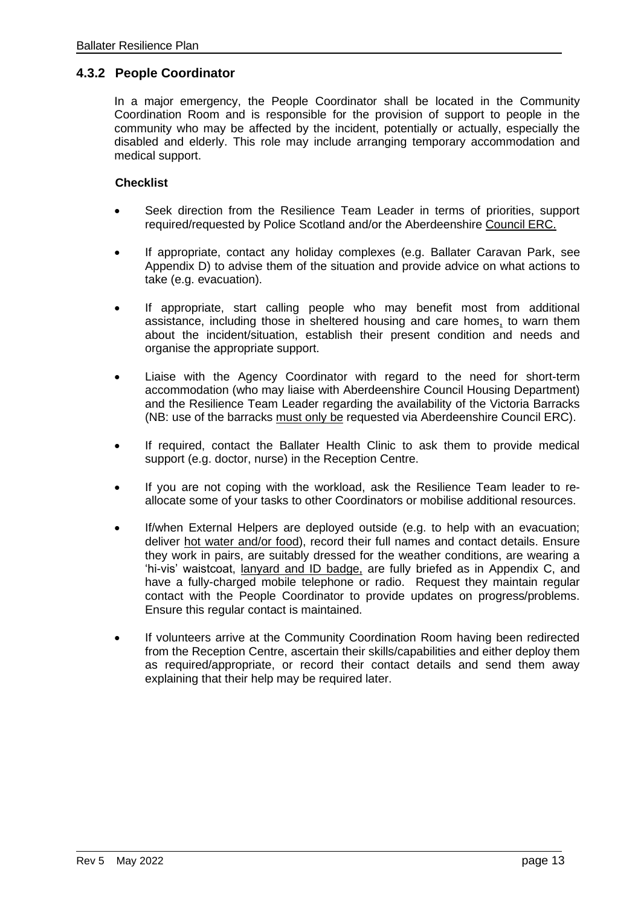### 4.3.2 People Coordinator

In a major emergency, the People Coordinator shall be located in the Community Coordination Room and is responsible for the provision of support to people in the community who may be affected by the incident, potentially or actually, especially the disabled and elderly. This role may include arranging temporary accommodation and medical support.

**Checklist**

- Seek direction from the Resilience Team Leader in terms of priorities, support required/requested by Police Scotland and/or the Aberdeenshire Council ERC.
- If appropriate, contact any holiday complexes (e.g. Ballater Caravan Park, see Appendix D) to advise them of the situation and provide advice on what actions to take (e.g. evacuation).
- If appropriate, start calling people who may benefit most from additional assistance, including those in sheltered housing and care homes, to warn them about the incident/situation, establish their present condition and needs and organise the appropriate support.
- Liaise with the Agency Coordinator with regard to the need for short-term accommodation (who may liaise with Aberdeenshire Council Housing Department) and the Resilience Team Leader regarding the availability of the Victoria Barracks (NB: use of the barracks must only be requested via Aberdeenshire Council ERC).
- If required, contact the Ballater Health Clinic to ask them to provide medical support (e.g. doctor, nurse) in the Reception Centre.
- If you are not coping with the workload, ask the Resilience Team leader to re-allocate some of your tasks to other Coordinators or mobilise additional resources.
- If/when External Helpers are deployed outside (e.g. to help with an evacuation; deliver hot water and/or food), record their full names and contact details. Ensure they work in pairs, are suitably dressed for the weather conditions, are wearing a 'hi-vis' waistcoat, lanyard and ID badge, are fully briefed as in Appendix C, and have a fully-charged mobile telephone or radio. Request they maintain regular contact with the People Coordinator to provide updates on progress/problems. Ensure this regular contact is maintained.
- If volunteers arrive at the Community Coordination Room having been redirected from the Reception Centre, ascertain their skills/capabilities and either deploy them as required/appropriate, or record their contact details and send them away explaining that their help may be required later.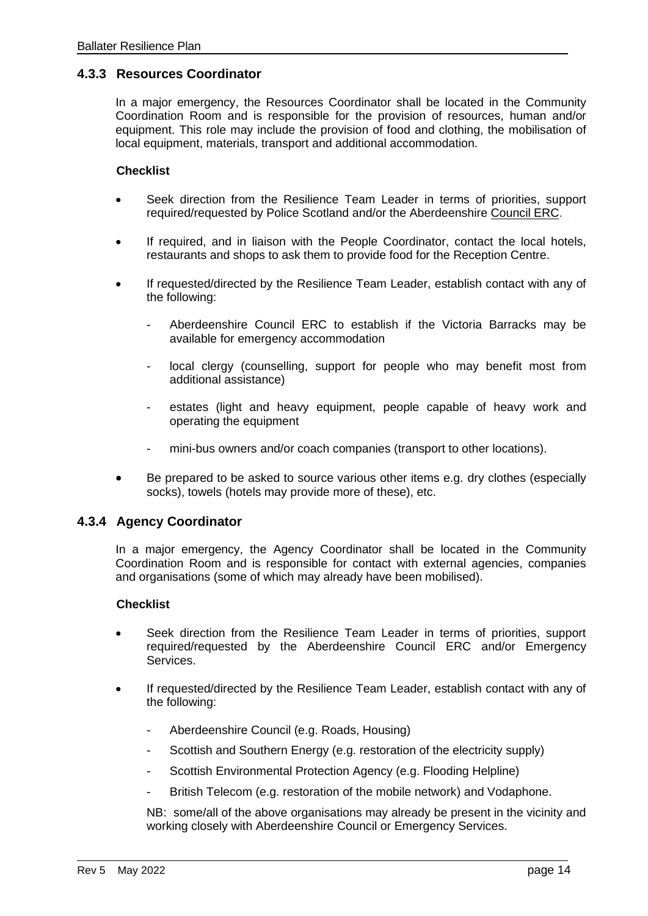### 4.3.3 Resources Coordinator

In a major emergency, the Resources Coordinator shall be located in the Community Coordination Room and is responsible for the provision of resources, human and/or equipment. This role may include the provision of food and clothing, the mobilisation of local equipment, materials, transport and additional accommodation.

**Checklist**

- Seek direction from the Resilience Team Leader in terms of priorities, support required/requested by Police Scotland and/or the Aberdeenshire Council ERC.
- If required, and in liaison with the People Coordinator, contact the local hotels, restaurants and shops to ask them to provide food for the Reception Centre.
- If requested/directed by the Resilience Team Leader, establish contact with any of the following:
  - Aberdeenshire Council ERC to establish if the Victoria Barracks may be available for emergency accommodation
  - local clergy (counselling, support for people who may benefit most from additional assistance)
  - estates (light and heavy equipment, people capable of heavy work and operating the equipment
  - mini-bus owners and/or coach companies (transport to other locations).
- Be prepared to be asked to source various other items e.g. dry clothes (especially socks), towels (hotels may provide more of these), etc.

### 4.3.4 Agency Coordinator

In a major emergency, the Agency Coordinator shall be located in the Community Coordination Room and is responsible for contact with external agencies, companies and organisations (some of which may already have been mobilised).

**Checklist**

- Seek direction from the Resilience Team Leader in terms of priorities, support required/requested by the Aberdeenshire Council ERC and/or Emergency Services.
- If requested/directed by the Resilience Team Leader, establish contact with any of the following:
  - Aberdeenshire Council (e.g. Roads, Housing)
  - Scottish and Southern Energy (e.g. restoration of the electricity supply)
  - Scottish Environmental Protection Agency (e.g. Flooding Helpline)
  - British Telecom (e.g. restoration of the mobile network) and Vodaphone.

  NB: some/all of the above organisations may already be present in the vicinity and working closely with Aberdeenshire Council or Emergency Services.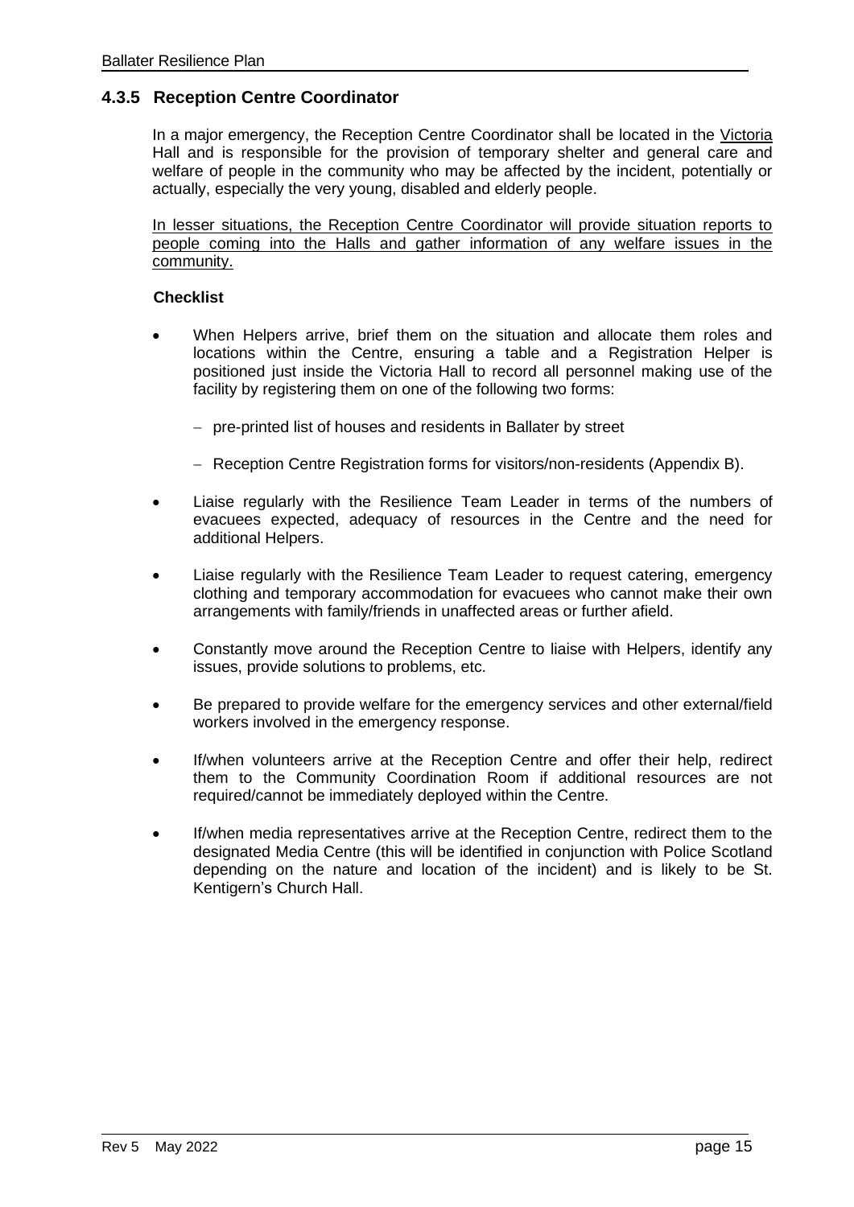### 4.3.5 Reception Centre Coordinator

In a major emergency, the Reception Centre Coordinator shall be located in the Victoria Hall and is responsible for the provision of temporary shelter and general care and welfare of people in the community who may be affected by the incident, potentially or actually, especially the very young, disabled and elderly people.

In lesser situations, the Reception Centre Coordinator will provide situation reports to people coming into the Halls and gather information of any welfare issues in the community.

**Checklist**

- When Helpers arrive, brief them on the situation and allocate them roles and locations within the Centre, ensuring a table and a Registration Helper is positioned just inside the Victoria Hall to record all personnel making use of the facility by registering them on one of the following two forms:
  - pre-printed list of houses and residents in Ballater by street
  - Reception Centre Registration forms for visitors/non-residents (Appendix B).
- Liaise regularly with the Resilience Team Leader in terms of the numbers of evacuees expected, adequacy of resources in the Centre and the need for additional Helpers.
- Liaise regularly with the Resilience Team Leader to request catering, emergency clothing and temporary accommodation for evacuees who cannot make their own arrangements with family/friends in unaffected areas or further afield.
- Constantly move around the Reception Centre to liaise with Helpers, identify any issues, provide solutions to problems, etc.
- Be prepared to provide welfare for the emergency services and other external/field workers involved in the emergency response.
- If/when volunteers arrive at the Reception Centre and offer their help, redirect them to the Community Coordination Room if additional resources are not required/cannot be immediately deployed within the Centre.
- If/when media representatives arrive at the Reception Centre, redirect them to the designated Media Centre (this will be identified in conjunction with Police Scotland depending on the nature and location of the incident) and is likely to be St. Kentigern's Church Hall.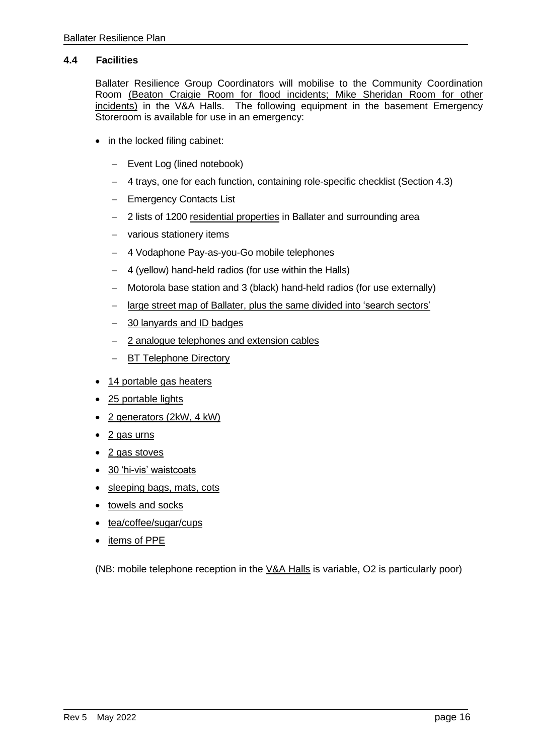### 4.4 Facilities

Ballater Resilience Group Coordinators will mobilise to the Community Coordination Room (Beaton Craigie Room for flood incidents; Mike Sheridan Room for other incidents) in the V&A Halls. The following equipment in the basement Emergency Storeroom is available for use in an emergency:

- in the locked filing cabinet:
  - Event Log (lined notebook)
  - 4 trays, one for each function, containing role-specific checklist (Section 4.3)
  - Emergency Contacts List
  - 2 lists of 1200 residential properties in Ballater and surrounding area
  - various stationery items
  - 4 Vodaphone Pay-as-you-Go mobile telephones
  - 4 (yellow) hand-held radios (for use within the Halls)
  - Motorola base station and 3 (black) hand-held radios (for use externally)
  - large street map of Ballater, plus the same divided into 'search sectors'
  - 30 lanyards and ID badges
  - 2 analogue telephones and extension cables
  - BT Telephone Directory
- 14 portable gas heaters
- 25 portable lights
- 2 generators (2kW, 4 kW)
- 2 gas urns
- 2 gas stoves
- 30 'hi-vis' waistcoats
- sleeping bags, mats, cots
- towels and socks
- tea/coffee/sugar/cups
- items of PPE

(NB: mobile telephone reception in the V&A Halls is variable, O2 is particularly poor)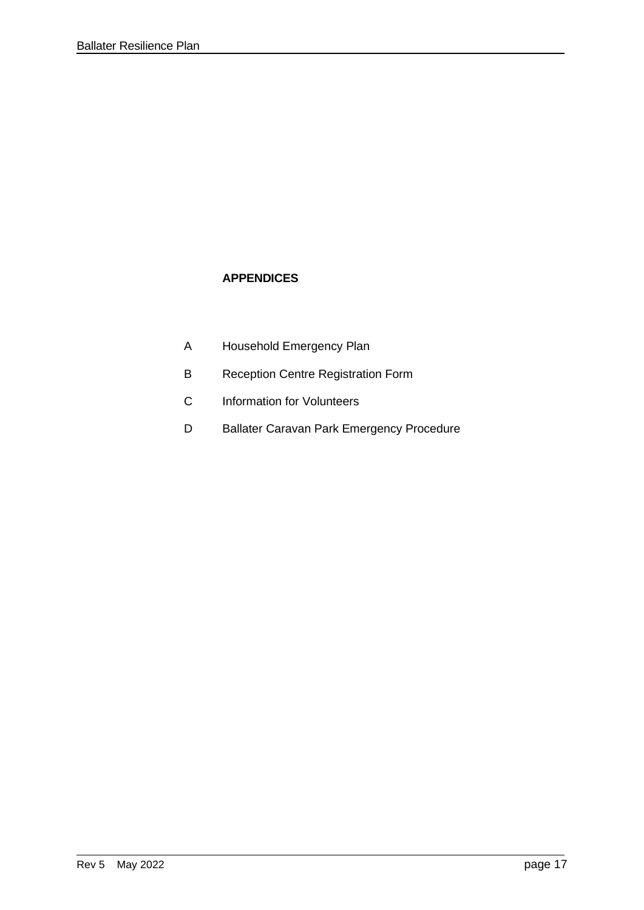## APPENDICES

| | |
|---|---|
| A | Household Emergency Plan |
| B | Reception Centre Registration Form |
| C | Information for Volunteers |
| D | Ballater Caravan Park Emergency Procedure |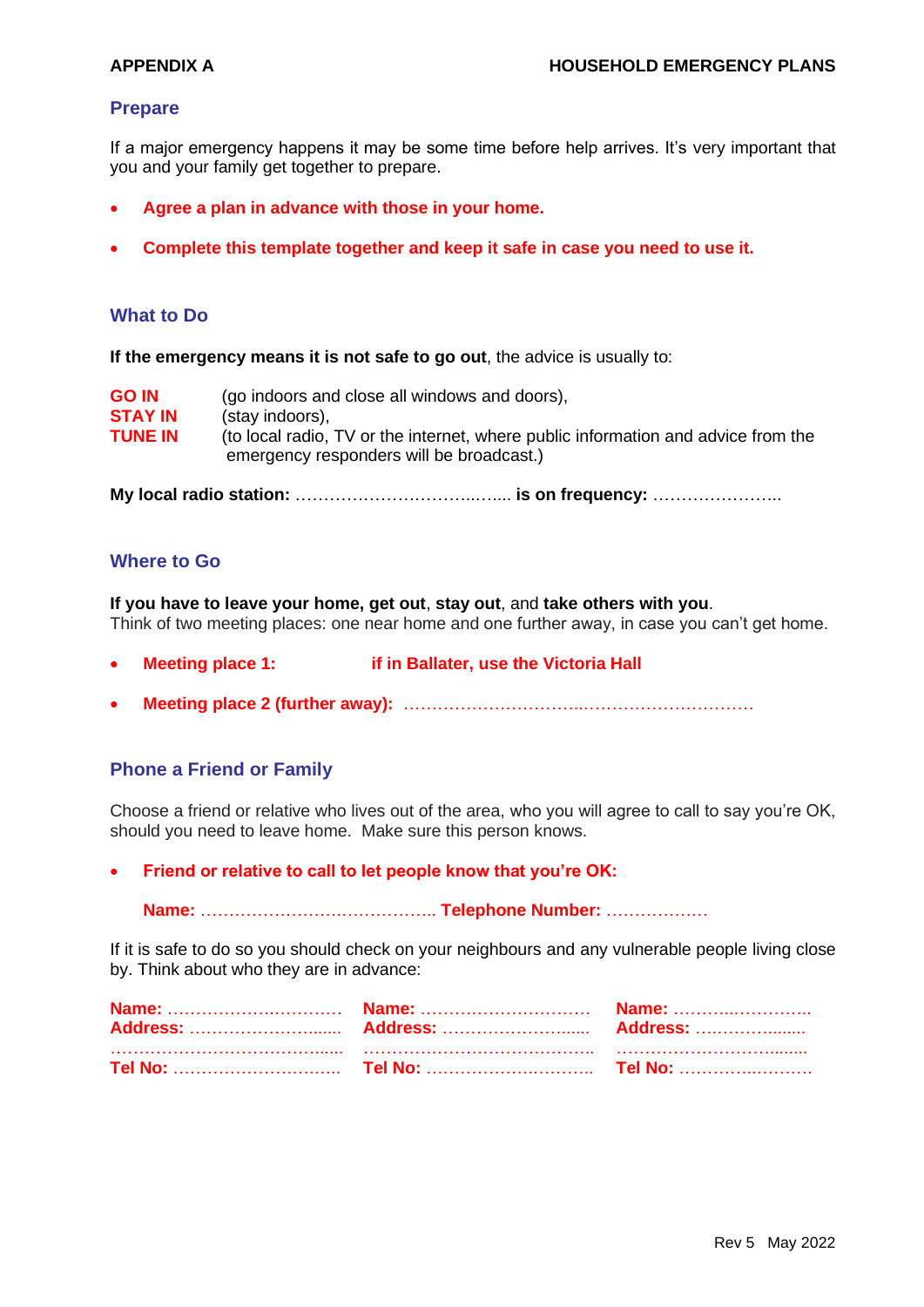**APPENDIX A** **HOUSEHOLD EMERGENCY PLANS**

## Prepare

If a major emergency happens it may be some time before help arrives. It's very important that you and your family get together to prepare.

- **Agree a plan in advance with those in your home.**
- **Complete this template together and keep it safe in case you need to use it.**

## What to Do

**If the emergency means it is not safe to go out**, the advice is usually to:

**GO IN** (go indoors and close all windows and doors),
**STAY IN** (stay indoors),
**TUNE IN** (to local radio, TV or the internet, where public information and advice from the emergency responders will be broadcast.)

**My local radio station:** ……………………………..….... **is on frequency:** …………………..

## Where to Go

**If you have to leave your home, get out**, **stay out**, and **take others with you**.
Think of two meeting places: one near home and one further away, in case you can't get home.

- **Meeting place 1:** **if in Ballater, use the Victoria Hall**
- **Meeting place 2 (further away):** …………………………..…………………………

## Phone a Friend or Family

Choose a friend or relative who lives out of the area, who you will agree to call to say you're OK, should you need to leave home. Make sure this person knows.

- **Friend or relative to call to let people know that you're OK:**

  **Name:** …………………….…………….. **Telephone Number:** ………………

If it is safe to do so you should check on your neighbours and any vulnerable people living close by. Think about who they are in advance:

| | | |
|---|---|---|
| **Name:** ……………….………… | **Name:** ………………………… | **Name:** ………..………….. |
| **Address:** ……………………...... | **Address:** …………………..... | **Address:** …..……….…...... |
| …………………………………...... | ………………….……………….. | ……………………….…...... |
| **Tel No:** ………………………… | **Tel No:** ………………….…….. | **Tel No:** ………….……… |

Rev 5 May 2022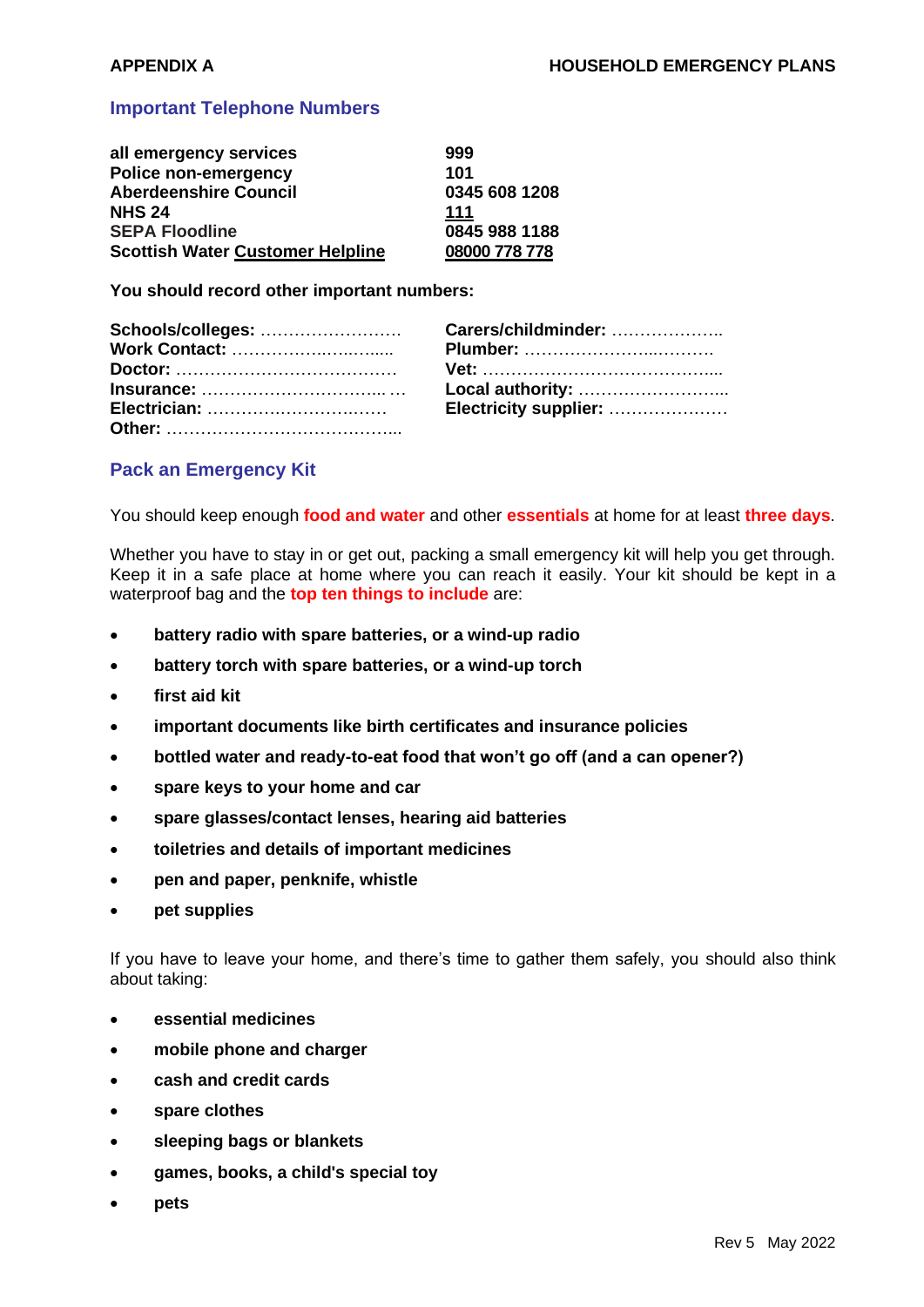**APPENDIX A** **HOUSEHOLD EMERGENCY PLANS**

## Important Telephone Numbers

| | |
|---|---|
| **all emergency services** | **999** |
| **Police non-emergency** | **101** |
| **Aberdeenshire Council** | **0345 608 1208** |
| **NHS 24** | **111** |
| **SEPA Floodline** | **0845 988 1188** |
| **Scottish Water Customer Helpline** | **08000 778 778** |

**You should record other important numbers:**

| | |
|---|---|
| **Schools/colleges:** ……………………. | **Carers/childminder:** ……………….. |
| **Work Contact:** …………….……..…. | **Plumber:** …………………...………. |
| **Doctor:** ………………..………….…. | **Vet:** ………………….……………..... |
| **Insurance:** ……………………….... … | **Local authority:** ……………………... |
| **Electrician:** ……………..…………. | **Electricity supplier:** ………………… |
| **Other:** ……………………………….... | |

## Pack an Emergency Kit

You should keep enough **food and water** and other **essentials** at home for at least **three days**.

Whether you have to stay in or get out, packing a small emergency kit will help you get through. Keep it in a safe place at home where you can reach it easily. Your kit should be kept in a waterproof bag and the **top ten things to include** are:

- **battery radio with spare batteries, or a wind-up radio**
- **battery torch with spare batteries, or a wind-up torch**
- **first aid kit**
- **important documents like birth certificates and insurance policies**
- **bottled water and ready-to-eat food that won't go off (and a can opener?)**
- **spare keys to your home and car**
- **spare glasses/contact lenses, hearing aid batteries**
- **toiletries and details of important medicines**
- **pen and paper, penknife, whistle**
- **pet supplies**

If you have to leave your home, and there's time to gather them safely, you should also think about taking:

- **essential medicines**
- **mobile phone and charger**
- **cash and credit cards**
- **spare clothes**
- **sleeping bags or blankets**
- **games, books, a child's special toy**
- **pets**

Rev 5 May 2022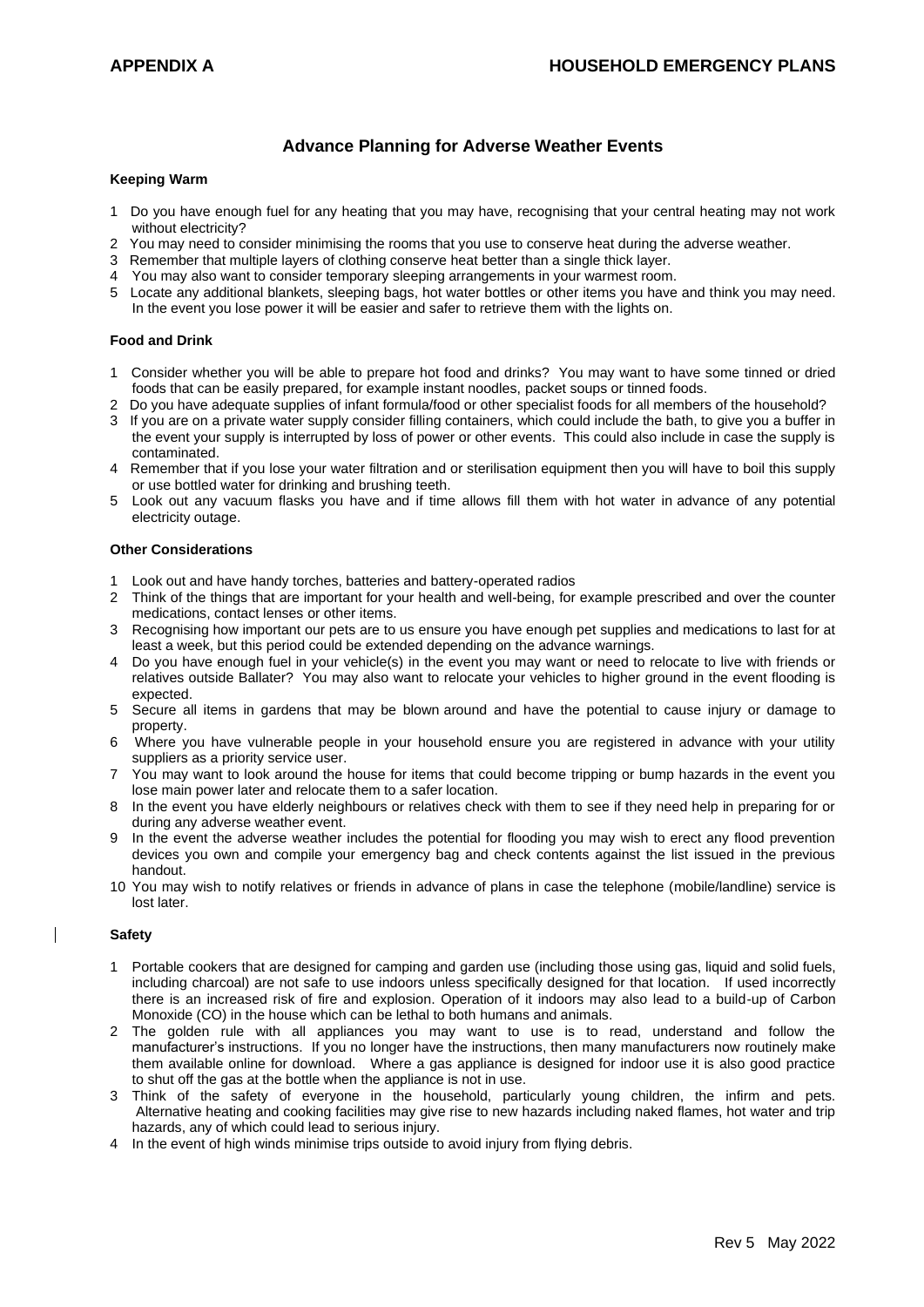**APPENDIX A** **HOUSEHOLD EMERGENCY PLANS**

## Advance Planning for Adverse Weather Events

### Keeping Warm

1. Do you have enough fuel for any heating that you may have, recognising that your central heating may not work without electricity?
2. You may need to consider minimising the rooms that you use to conserve heat during the adverse weather.
3. Remember that multiple layers of clothing conserve heat better than a single thick layer.
4. You may also want to consider temporary sleeping arrangements in your warmest room.
5. Locate any additional blankets, sleeping bags, hot water bottles or other items you have and think you may need. In the event you lose power it will be easier and safer to retrieve them with the lights on.

### Food and Drink

1. Consider whether you will be able to prepare hot food and drinks? You may want to have some tinned or dried foods that can be easily prepared, for example instant noodles, packet soups or tinned foods.
2. Do you have adequate supplies of infant formula/food or other specialist foods for all members of the household?
3. If you are on a private water supply consider filling containers, which could include the bath, to give you a buffer in the event your supply is interrupted by loss of power or other events. This could also include in case the supply is contaminated.
4. Remember that if you lose your water filtration and or sterilisation equipment then you will have to boil this supply or use bottled water for drinking and brushing teeth.
5. Look out any vacuum flasks you have and if time allows fill them with hot water in advance of any potential electricity outage.

### Other Considerations

1. Look out and have handy torches, batteries and battery-operated radios
2. Think of the things that are important for your health and well-being, for example prescribed and over the counter medications, contact lenses or other items.
3. Recognising how important our pets are to us ensure you have enough pet supplies and medications to last for at least a week, but this period could be extended depending on the advance warnings.
4. Do you have enough fuel in your vehicle(s) in the event you may want or need to relocate to live with friends or relatives outside Ballater? You may also want to relocate your vehicles to higher ground in the event flooding is expected.
5. Secure all items in gardens that may be blown around and have the potential to cause injury or damage to property.
6. Where you have vulnerable people in your household ensure you are registered in advance with your utility suppliers as a priority service user.
7. You may want to look around the house for items that could become tripping or bump hazards in the event you lose main power later and relocate them to a safer location.
8. In the event you have elderly neighbours or relatives check with them to see if they need help in preparing for or during any adverse weather event.
9. In the event the adverse weather includes the potential for flooding you may wish to erect any flood prevention devices you own and compile your emergency bag and check contents against the list issued in the previous handout.
10. You may wish to notify relatives or friends in advance of plans in case the telephone (mobile/landline) service is lost later.

### Safety

1. Portable cookers that are designed for camping and garden use (including those using gas, liquid and solid fuels, including charcoal) are not safe to use indoors unless specifically designed for that location. If used incorrectly there is an increased risk of fire and explosion. Operation of it indoors may also lead to a build-up of Carbon Monoxide (CO) in the house which can be lethal to both humans and animals.
2. The golden rule with all appliances you may want to use is to read, understand and follow the manufacturer's instructions. If you no longer have the instructions, then many manufacturers now routinely make them available online for download. Where a gas appliance is designed for indoor use it is also good practice to shut off the gas at the bottle when the appliance is not in use.
3. Think of the safety of everyone in the household, particularly young children, the infirm and pets. Alternative heating and cooking facilities may give rise to new hazards including naked flames, hot water and trip hazards, any of which could lead to serious injury.
4. In the event of high winds minimise trips outside to avoid injury from flying debris.

Rev 5 May 2022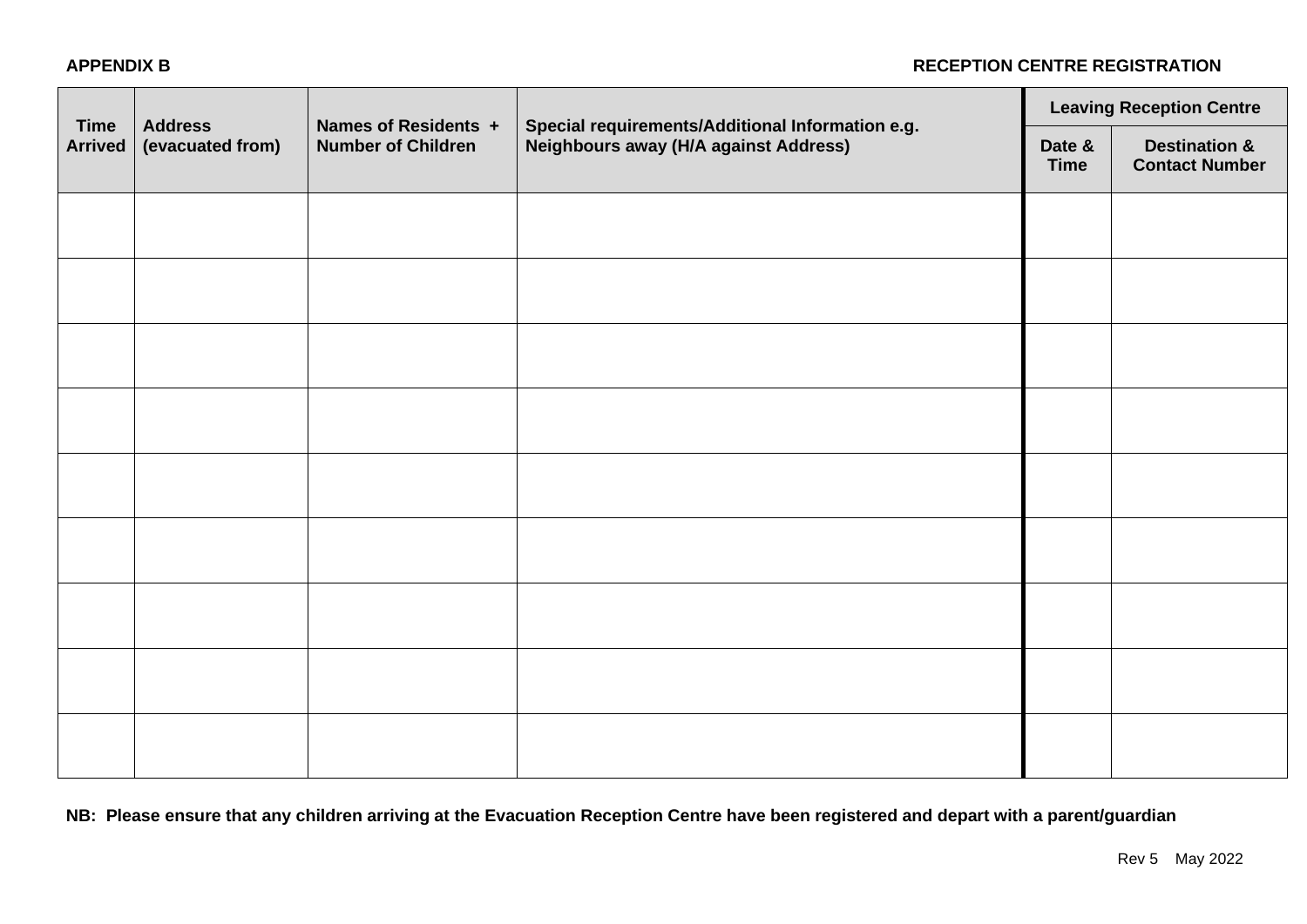**APPENDIX B** **RECEPTION CENTRE REGISTRATION**

| Time Arrived | Address (evacuated from) | Names of Residents + Number of Children | Special requirements/Additional Information e.g. Neighbours away (H/A against Address) | Leaving Reception Centre | |
|---|---|---|---|---|---|
| | | | | Date & Time | Destination & Contact Number |
| | | | | | |
| | | | | | |
| | | | | | |
| | | | | | |
| | | | | | |
| | | | | | |
| | | | | | |
| | | | | | |
| | | | | | |

**NB: Please ensure that any children arriving at the Evacuation Reception Centre have been registered and depart with a parent/guardian**

Rev 5 May 2022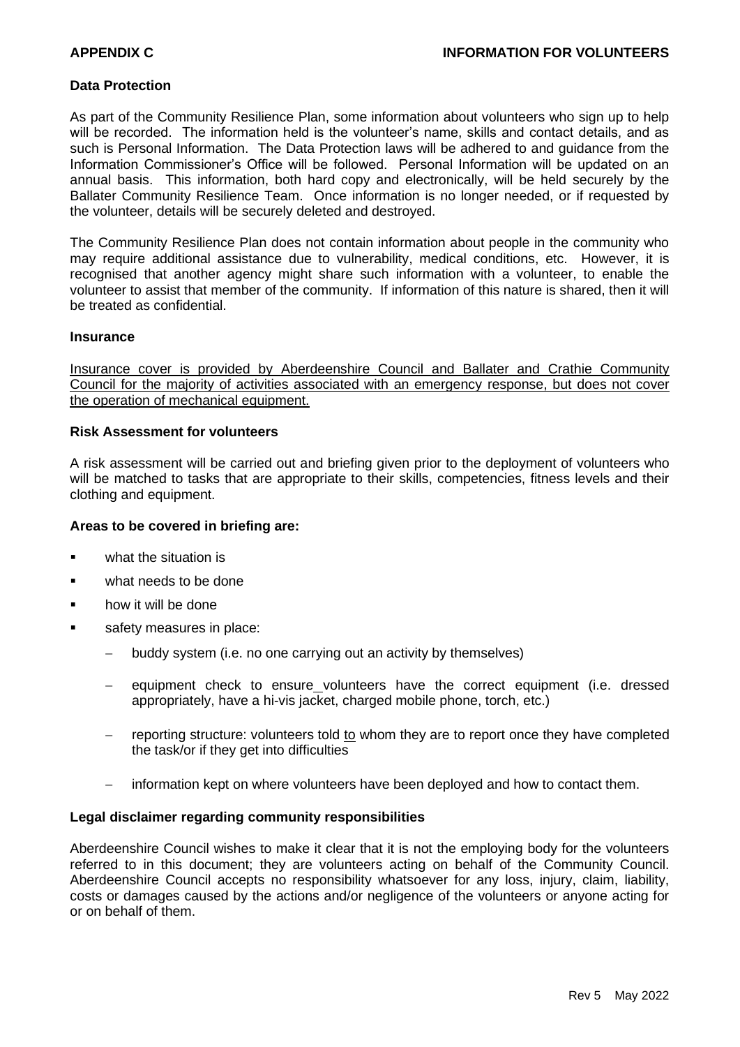**APPENDIX C** **INFORMATION FOR VOLUNTEERS**

**Data Protection**

As part of the Community Resilience Plan, some information about volunteers who sign up to help will be recorded. The information held is the volunteer's name, skills and contact details, and as such is Personal Information. The Data Protection laws will be adhered to and guidance from the Information Commissioner's Office will be followed. Personal Information will be updated on an annual basis. This information, both hard copy and electronically, will be held securely by the Ballater Community Resilience Team. Once information is no longer needed, or if requested by the volunteer, details will be securely deleted and destroyed.

The Community Resilience Plan does not contain information about people in the community who may require additional assistance due to vulnerability, medical conditions, etc. However, it is recognised that another agency might share such information with a volunteer, to enable the volunteer to assist that member of the community. If information of this nature is shared, then it will be treated as confidential.

**Insurance**

<u>Insurance cover is provided by Aberdeenshire Council and Ballater and Crathie Community Council for the majority of activities associated with an emergency response, but does not cover the operation of mechanical equipment.</u>

**Risk Assessment for volunteers**

A risk assessment will be carried out and briefing given prior to the deployment of volunteers who will be matched to tasks that are appropriate to their skills, competencies, fitness levels and their clothing and equipment.

**Areas to be covered in briefing are:**

- what the situation is
- what needs to be done
- how it will be done
- safety measures in place:
  - buddy system (i.e. no one carrying out an activity by themselves)
  - equipment check to ensure volunteers have the correct equipment (i.e. dressed appropriately, have a hi-vis jacket, charged mobile phone, torch, etc.)
  - reporting structure: volunteers told <u>to</u> whom they are to report once they have completed the task/or if they get into difficulties
  - information kept on where volunteers have been deployed and how to contact them.

**Legal disclaimer regarding community responsibilities**

Aberdeenshire Council wishes to make it clear that it is not the employing body for the volunteers referred to in this document; they are volunteers acting on behalf of the Community Council. Aberdeenshire Council accepts no responsibility whatsoever for any loss, injury, claim, liability, costs or damages caused by the actions and/or negligence of the volunteers or anyone acting for or on behalf of them.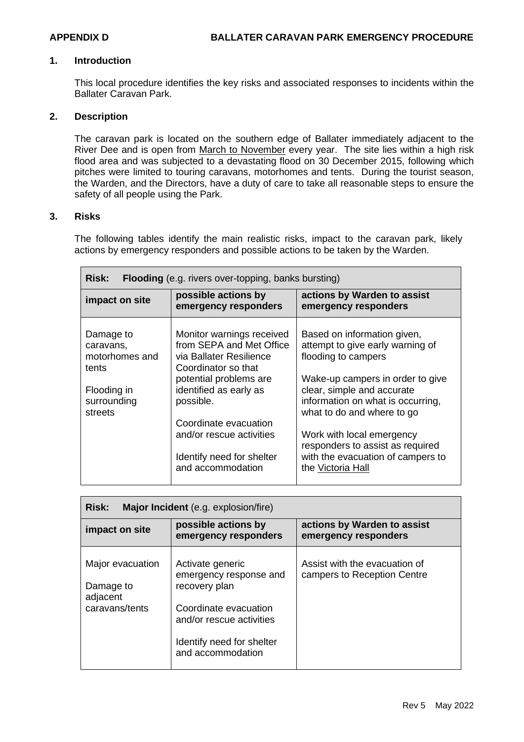**APPENDIX D** **BALLATER CARAVAN PARK EMERGENCY PROCEDURE**

## 1. Introduction

This local procedure identifies the key risks and associated responses to incidents within the Ballater Caravan Park.

## 2. Description

The caravan park is located on the southern edge of Ballater immediately adjacent to the River Dee and is open from March to November every year. The site lies within a high risk flood area and was subjected to a devastating flood on 30 December 2015, following which pitches were limited to touring caravans, motorhomes and tents. During the tourist season, the Warden, and the Directors, have a duty of care to take all reasonable steps to ensure the safety of all people using the Park.

## 3. Risks

The following tables identify the main realistic risks, impact to the caravan park, likely actions by emergency responders and possible actions to be taken by the Warden.

| **Risk: Flooding** (e.g. rivers over-topping, banks bursting) | | |
|---|---|---|
| **impact on site** | **possible actions by emergency responders** | **actions by Warden to assist emergency responders** |
| Damage to caravans, motorhomes and tents<br><br>Flooding in surrounding streets | Monitor warnings received from SEPA and Met Office via Ballater Resilience Coordinator so that potential problems are identified as early as possible.<br><br>Coordinate evacuation and/or rescue activities<br><br>Identify need for shelter and accommodation | Based on information given, attempt to give early warning of flooding to campers<br><br>Wake-up campers in order to give clear, simple and accurate information on what is occurring, what to do and where to go<br><br>Work with local emergency responders to assist as required with the evacuation of campers to the Victoria Hall |

| **Risk: Major Incident** (e.g. explosion/fire) | | |
|---|---|---|
| **impact on site** | **possible actions by emergency responders** | **actions by Warden to assist emergency responders** |
| Major evacuation<br><br>Damage to adjacent caravans/tents | Activate generic emergency response and recovery plan<br><br>Coordinate evacuation and/or rescue activities<br><br>Identify need for shelter and accommodation | Assist with the evacuation of campers to Reception Centre |

Rev 5 May 2022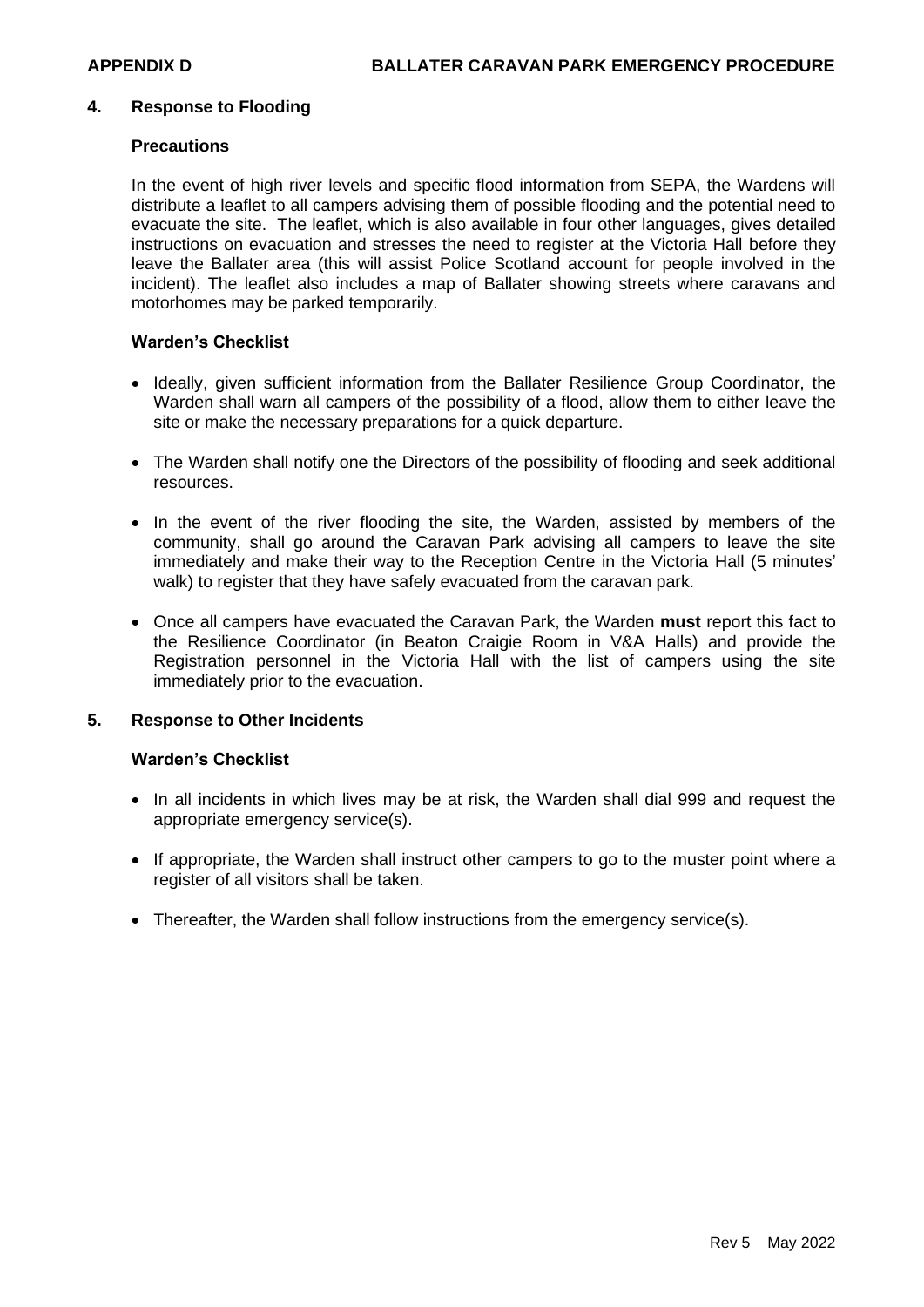## 4. Response to Flooding

### Precautions

In the event of high river levels and specific flood information from SEPA, the Wardens will distribute a leaflet to all campers advising them of possible flooding and the potential need to evacuate the site. The leaflet, which is also available in four other languages, gives detailed instructions on evacuation and stresses the need to register at the Victoria Hall before they leave the Ballater area (this will assist Police Scotland account for people involved in the incident). The leaflet also includes a map of Ballater showing streets where caravans and motorhomes may be parked temporarily.

### Warden's Checklist

- Ideally, given sufficient information from the Ballater Resilience Group Coordinator, the Warden shall warn all campers of the possibility of a flood, allow them to either leave the site or make the necessary preparations for a quick departure.
- The Warden shall notify one the Directors of the possibility of flooding and seek additional resources.
- In the event of the river flooding the site, the Warden, assisted by members of the community, shall go around the Caravan Park advising all campers to leave the site immediately and make their way to the Reception Centre in the Victoria Hall (5 minutes' walk) to register that they have safely evacuated from the caravan park.
- Once all campers have evacuated the Caravan Park, the Warden **must** report this fact to the Resilience Coordinator (in Beaton Craigie Room in V&A Halls) and provide the Registration personnel in the Victoria Hall with the list of campers using the site immediately prior to the evacuation.

## 5. Response to Other Incidents

### Warden's Checklist

- In all incidents in which lives may be at risk, the Warden shall dial 999 and request the appropriate emergency service(s).
- If appropriate, the Warden shall instruct other campers to go to the muster point where a register of all visitors shall be taken.
- Thereafter, the Warden shall follow instructions from the emergency service(s).